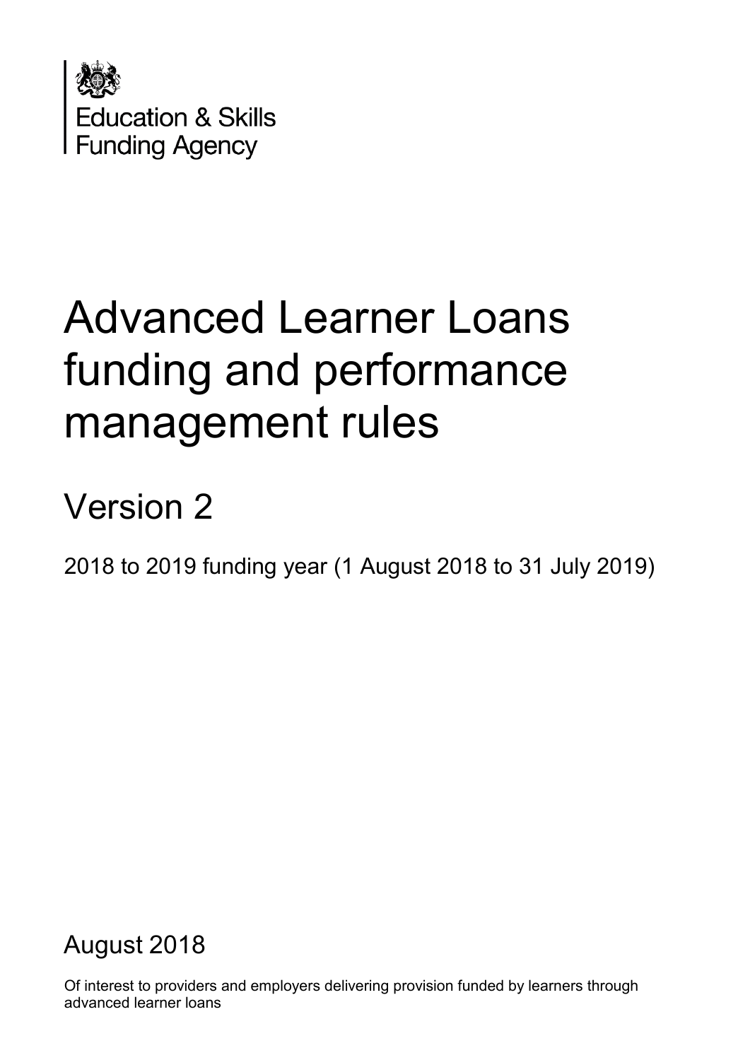Education & Skills Funding Agency

# Advanced Learner Loans funding and performance management rules

## Version 2

2018 to 2019 funding year (1 August 2018 to 31 July 2019)

August 2018

Of interest to providers and employers delivering provision funded by learners through advanced learner loans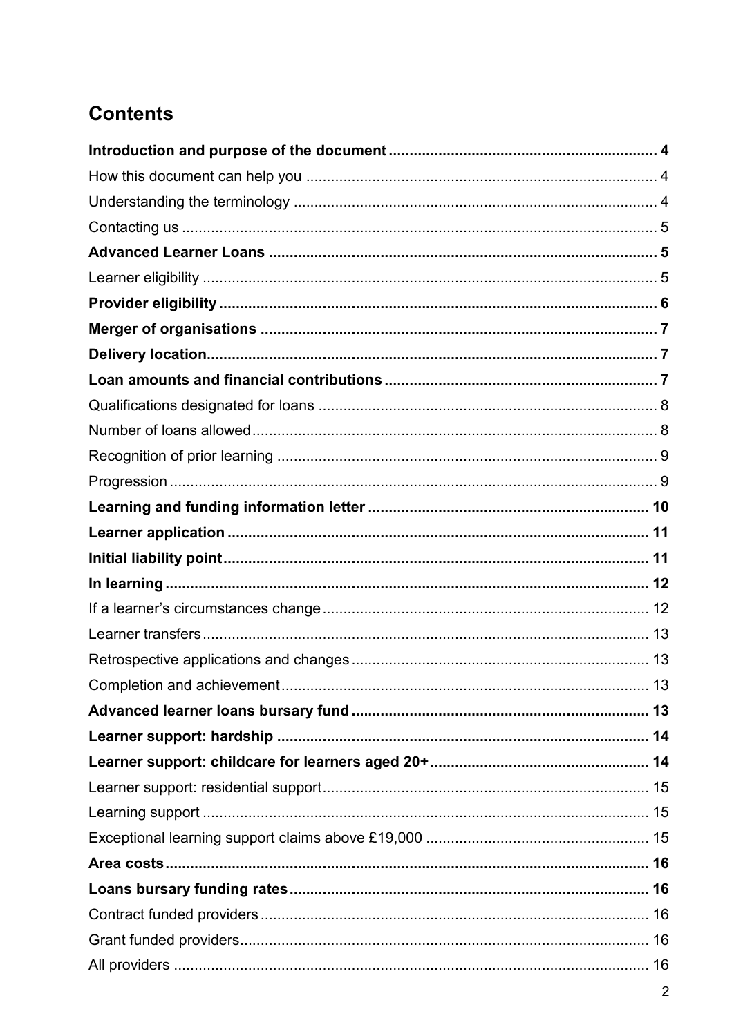## Contents

**Introduction and purpose of the document** .......... **4**

How this document can help you .......... 4

Understanding the terminology .......... 4

Contacting us .......... 5

**Advanced Learner Loans** .......... **5**

Learner eligibility .......... 5

**Provider eligibility** .......... **6**

**Merger of organisations** .......... **7**

**Delivery location** .......... **7**

**Loan amounts and financial contributions** .......... **7**

Qualifications designated for loans .......... 8

Number of loans allowed .......... 8

Recognition of prior learning .......... 9

Progression .......... 9

**Learning and funding information letter** .......... **10**

**Learner application** .......... **11**

**Initial liability point** .......... **11**

**In learning** .......... **12**

If a learner's circumstances change .......... 12

Learner transfers .......... 13

Retrospective applications and changes .......... 13

Completion and achievement .......... 13

**Advanced learner loans bursary fund** .......... **13**

**Learner support: hardship** .......... **14**

**Learner support: childcare for learners aged 20+** .......... **14**

Learner support: residential support .......... 15

Learning support .......... 15

Exceptional learning support claims above £19,000 .......... 15

**Area costs** .......... **16**

**Loans bursary funding rates** .......... **16**

Contract funded providers .......... 16

Grant funded providers .......... 16

All providers .......... 16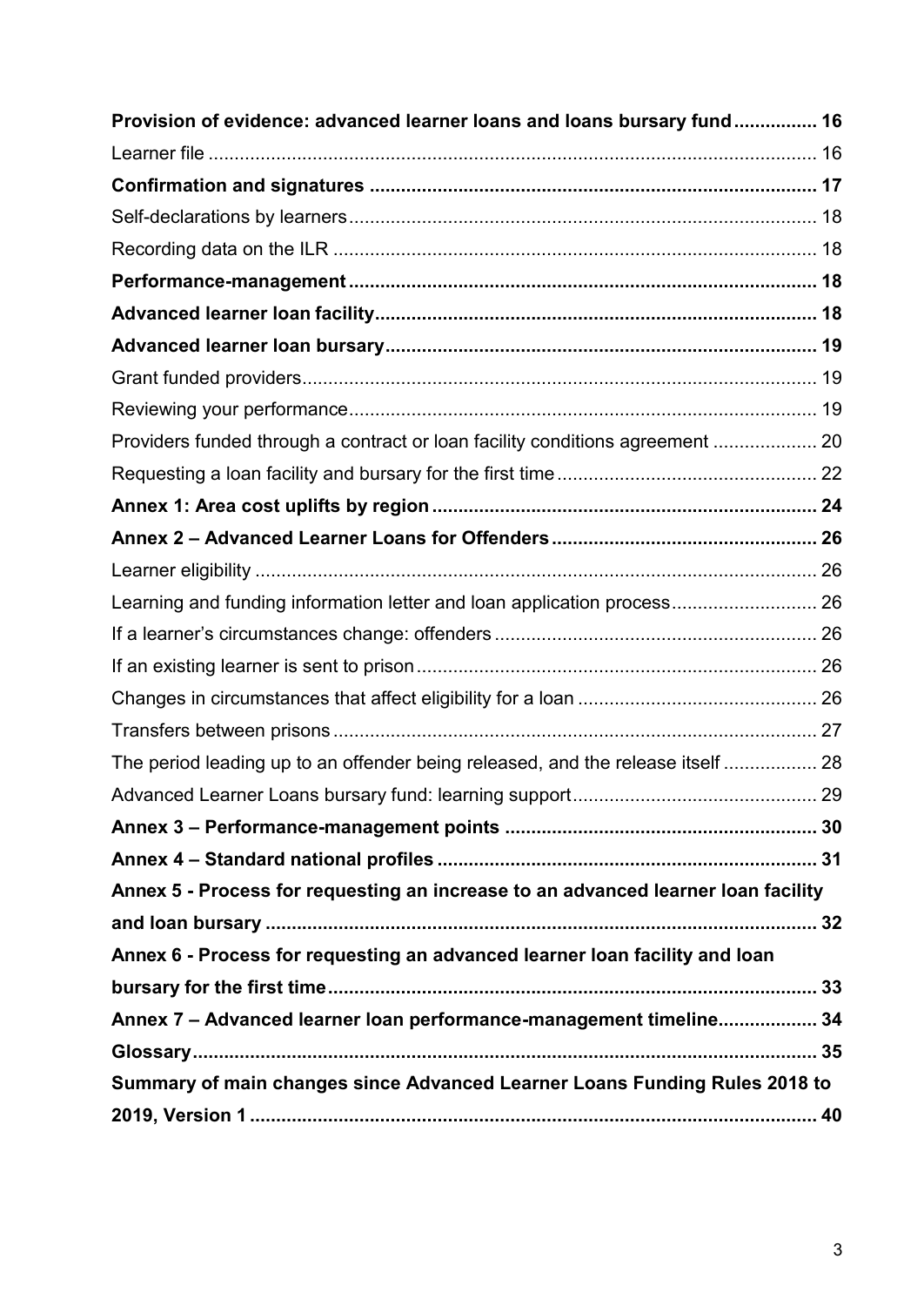**Provision of evidence: advanced learner loans and loans bursary fund ................ 16**

Learner file .................................................................................................... 16

**Confirmation and signatures ..................................................................... 17**

Self-declarations by learners......................................................................... 18

Recording data on the ILR ............................................................................ 18

**Performance-management ........................................................................ 18**

**Advanced learner loan facility.................................................................... 18**

**Advanced learner loan bursary.................................................................. 19**

Grant funded providers.................................................................................. 19

Reviewing your performance......................................................................... 19

Providers funded through a contract or loan facility conditions agreement .................... 20

Requesting a loan facility and bursary for the first time................................................. 22

**Annex 1: Area cost uplifts by region ......................................................... 24**

**Annex 2 – Advanced Learner Loans for Offenders ................................................. 26**

Learner eligibility ........................................................................................... 26

Learning and funding information letter and loan application process............................ 26

If a learner's circumstances change: offenders ............................................................. 26

If an existing learner is sent to prison............................................................................ 26

Changes in circumstances that affect eligibility for a loan ............................................. 26

Transfers between prisons ............................................................................................ 27

The period leading up to an offender being released, and the release itself .................. 28

Advanced Learner Loans bursary fund: learning support............................................... 29

**Annex 3 – Performance-management points ........................................................... 30**

**Annex 4 – Standard national profiles ........................................................................ 31**

**Annex 5 - Process for requesting an increase to an advanced learner loan facility and loan bursary ........................................................................................................ 32**

**Annex 6 - Process for requesting an advanced learner loan facility and loan bursary for the first time............................................................................................. 33**

**Annex 7 – Advanced learner loan performance-management timeline................... 34**

**Glossary....................................................................................................................... 35**

**Summary of main changes since Advanced Learner Loans Funding Rules 2018 to 2019, Version 1 ............................................................................................................ 40**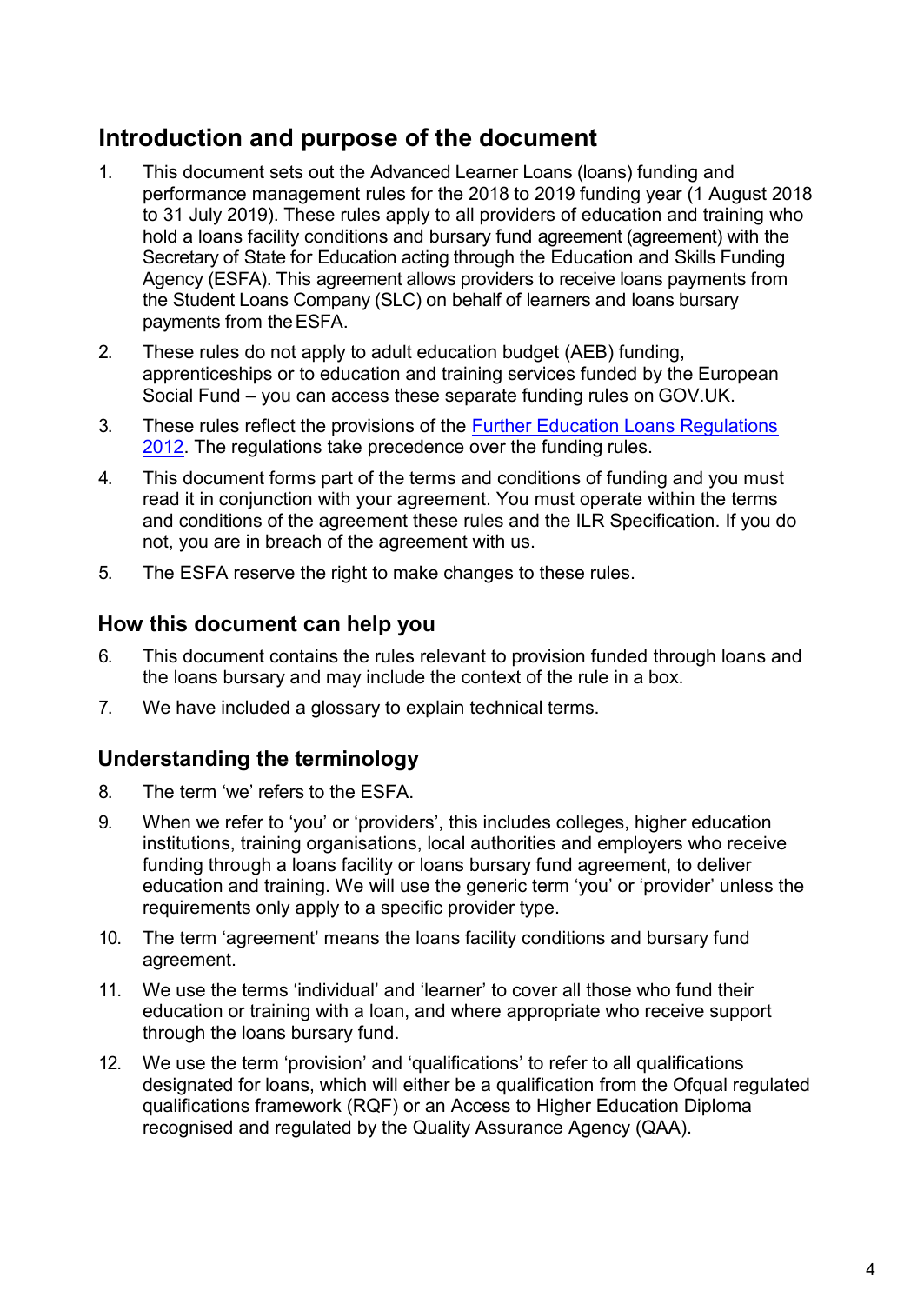## Introduction and purpose of the document

1. This document sets out the Advanced Learner Loans (loans) funding and performance management rules for the 2018 to 2019 funding year (1 August 2018 to 31 July 2019). These rules apply to all providers of education and training who hold a loans facility conditions and bursary fund agreement (agreement) with the Secretary of State for Education acting through the Education and Skills Funding Agency (ESFA). This agreement allows providers to receive loans payments from the Student Loans Company (SLC) on behalf of learners and loans bursary payments from the ESFA.
2. These rules do not apply to adult education budget (AEB) funding, apprenticeships or to education and training services funded by the European Social Fund – you can access these separate funding rules on GOV.UK.
3. These rules reflect the provisions of the [Further Education Loans Regulations 2012](). The regulations take precedence over the funding rules.
4. This document forms part of the terms and conditions of funding and you must read it in conjunction with your agreement. You must operate within the terms and conditions of the agreement these rules and the ILR Specification. If you do not, you are in breach of the agreement with us.
5. The ESFA reserve the right to make changes to these rules.

### How this document can help you

6. This document contains the rules relevant to provision funded through loans and the loans bursary and may include the context of the rule in a box.
7. We have included a glossary to explain technical terms.

### Understanding the terminology

8. The term 'we' refers to the ESFA.
9. When we refer to 'you' or 'providers', this includes colleges, higher education institutions, training organisations, local authorities and employers who receive funding through a loans facility or loans bursary fund agreement, to deliver education and training. We will use the generic term 'you' or 'provider' unless the requirements only apply to a specific provider type.
10. The term 'agreement' means the loans facility conditions and bursary fund agreement.
11. We use the terms 'individual' and 'learner' to cover all those who fund their education or training with a loan, and where appropriate who receive support through the loans bursary fund.
12. We use the term 'provision' and 'qualifications' to refer to all qualifications designated for loans, which will either be a qualification from the Ofqual regulated qualifications framework (RQF) or an Access to Higher Education Diploma recognised and regulated by the Quality Assurance Agency (QAA).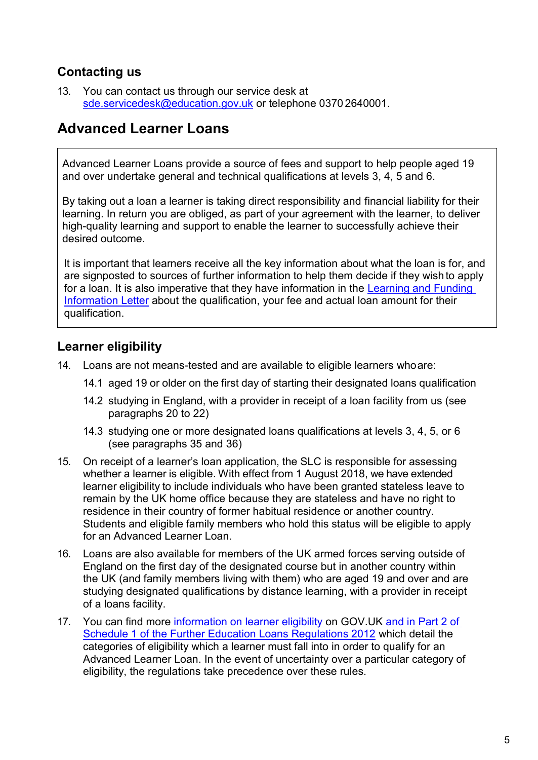## Contacting us

13. You can contact us through our service desk at [sde.servicedesk@education.gov.uk](mailto:sde.servicedesk@education.gov.uk) or telephone 0370 2640001.

## Advanced Learner Loans

Advanced Learner Loans provide a source of fees and support to help people aged 19 and over undertake general and technical qualifications at levels 3, 4, 5 and 6.

By taking out a loan a learner is taking direct responsibility and financial liability for their learning. In return you are obliged, as part of your agreement with the learner, to deliver high-quality learning and support to enable the learner to successfully achieve their desired outcome.

It is important that learners receive all the key information about what the loan is for, and are signposted to sources of further information to help them decide if they wish to apply for a loan. It is also imperative that they have information in the Learning and Funding Information Letter about the qualification, your fee and actual loan amount for their qualification.

### Learner eligibility

14. Loans are not means-tested and are available to eligible learners who are:

    14.1 aged 19 or older on the first day of starting their designated loans qualification

    14.2 studying in England, with a provider in receipt of a loan facility from us (see paragraphs 20 to 22)

    14.3 studying one or more designated loans qualifications at levels 3, 4, 5, or 6 (see paragraphs 35 and 36)

15. On receipt of a learner's loan application, the SLC is responsible for assessing whether a learner is eligible. With effect from 1 August 2018, we have extended learner eligibility to include individuals who have been granted stateless leave to remain by the UK home office because they are stateless and have no right to residence in their country of former habitual residence or another country. Students and eligible family members who hold this status will be eligible to apply for an Advanced Learner Loan.

16. Loans are also available for members of the UK armed forces serving outside of England on the first day of the designated course but in another country within the UK (and family members living with them) who are aged 19 and over and are studying designated qualifications by distance learning, with a provider in receipt of a loans facility.

17. You can find more information on learner eligibility on GOV.UK and in Part 2 of Schedule 1 of the Further Education Loans Regulations 2012 which detail the categories of eligibility which a learner must fall into in order to qualify for an Advanced Learner Loan. In the event of uncertainty over a particular category of eligibility, the regulations take precedence over these rules.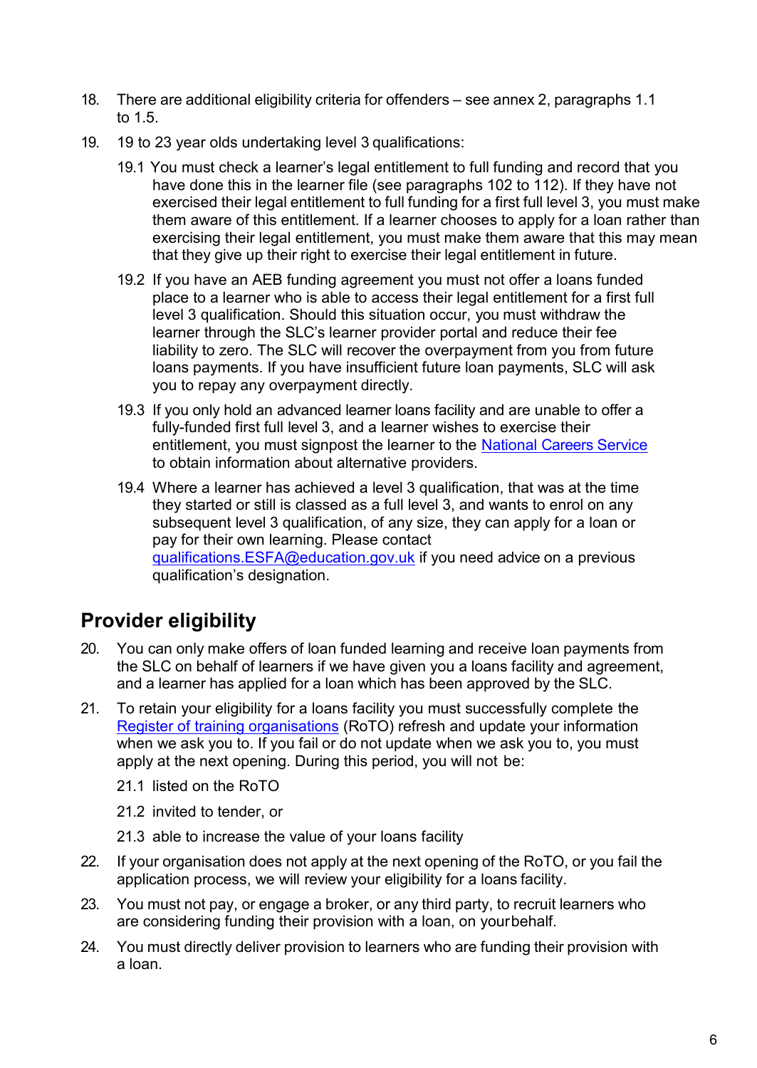18. There are additional eligibility criteria for offenders – see annex 2, paragraphs 1.1 to 1.5.

19. 19 to 23 year olds undertaking level 3 qualifications:

    19.1 You must check a learner's legal entitlement to full funding and record that you have done this in the learner file (see paragraphs 102 to 112). If they have not exercised their legal entitlement to full funding for a first full level 3, you must make them aware of this entitlement. If a learner chooses to apply for a loan rather than exercising their legal entitlement, you must make them aware that this may mean that they give up their right to exercise their legal entitlement in future.

    19.2 If you have an AEB funding agreement you must not offer a loans funded place to a learner who is able to access their legal entitlement for a first full level 3 qualification. Should this situation occur, you must withdraw the learner through the SLC's learner provider portal and reduce their fee liability to zero. The SLC will recover the overpayment from you from future loans payments. If you have insufficient future loan payments, SLC will ask you to repay any overpayment directly.

    19.3 If you only hold an advanced learner loans facility and are unable to offer a fully-funded first full level 3, and a learner wishes to exercise their entitlement, you must signpost the learner to the [National Careers Service](#) to obtain information about alternative providers.

    19.4 Where a learner has achieved a level 3 qualification, that was at the time they started or still is classed as a full level 3, and wants to enrol on any subsequent level 3 qualification, of any size, they can apply for a loan or pay for their own learning. Please contact [qualifications.ESFA@education.gov.uk](mailto:qualifications.ESFA@education.gov.uk) if you need advice on a previous qualification's designation.

## Provider eligibility

20. You can only make offers of loan funded learning and receive loan payments from the SLC on behalf of learners if we have given you a loans facility and agreement, and a learner has applied for a loan which has been approved by the SLC.

21. To retain your eligibility for a loans facility you must successfully complete the [Register of training organisations](#) (RoTO) refresh and update your information when we ask you to. If you fail or do not update when we ask you to, you must apply at the next opening. During this period, you will not be:

    21.1 listed on the RoTO

    21.2 invited to tender, or

    21.3 able to increase the value of your loans facility

22. If your organisation does not apply at the next opening of the RoTO, or you fail the application process, we will review your eligibility for a loans facility.

23. You must not pay, or engage a broker, or any third party, to recruit learners who are considering funding their provision with a loan, on your behalf.

24. You must directly deliver provision to learners who are funding their provision with a loan.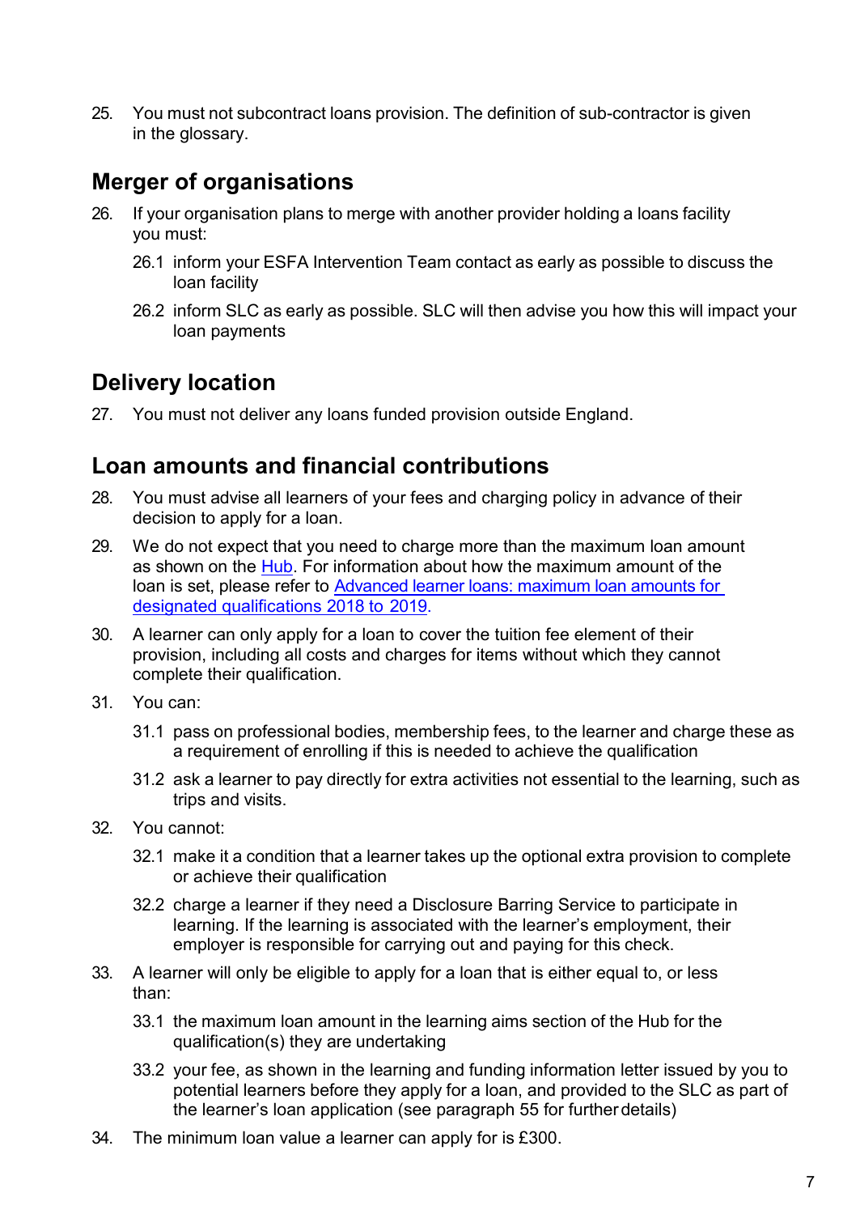25. You must not subcontract loans provision. The definition of sub-contractor is given in the glossary.

## Merger of organisations

26. If your organisation plans to merge with another provider holding a loans facility you must:

    26.1 inform your ESFA Intervention Team contact as early as possible to discuss the loan facility

    26.2 inform SLC as early as possible. SLC will then advise you how this will impact your loan payments

## Delivery location

27. You must not deliver any loans funded provision outside England.

## Loan amounts and financial contributions

28. You must advise all learners of your fees and charging policy in advance of their decision to apply for a loan.

29. We do not expect that you need to charge more than the maximum loan amount as shown on the [Hub](). For information about how the maximum amount of the loan is set, please refer to [Advanced learner loans: maximum loan amounts for designated qualifications 2018 to 2019]().

30. A learner can only apply for a loan to cover the tuition fee element of their provision, including all costs and charges for items without which they cannot complete their qualification.

31. You can:

    31.1 pass on professional bodies, membership fees, to the learner and charge these as a requirement of enrolling if this is needed to achieve the qualification

    31.2 ask a learner to pay directly for extra activities not essential to the learning, such as trips and visits.

32. You cannot:

    32.1 make it a condition that a learner takes up the optional extra provision to complete or achieve their qualification

    32.2 charge a learner if they need a Disclosure Barring Service to participate in learning. If the learning is associated with the learner's employment, their employer is responsible for carrying out and paying for this check.

33. A learner will only be eligible to apply for a loan that is either equal to, or less than:

    33.1 the maximum loan amount in the learning aims section of the Hub for the qualification(s) they are undertaking

    33.2 your fee, as shown in the learning and funding information letter issued by you to potential learners before they apply for a loan, and provided to the SLC as part of the learner's loan application (see paragraph 55 for further details)

34. The minimum loan value a learner can apply for is £300.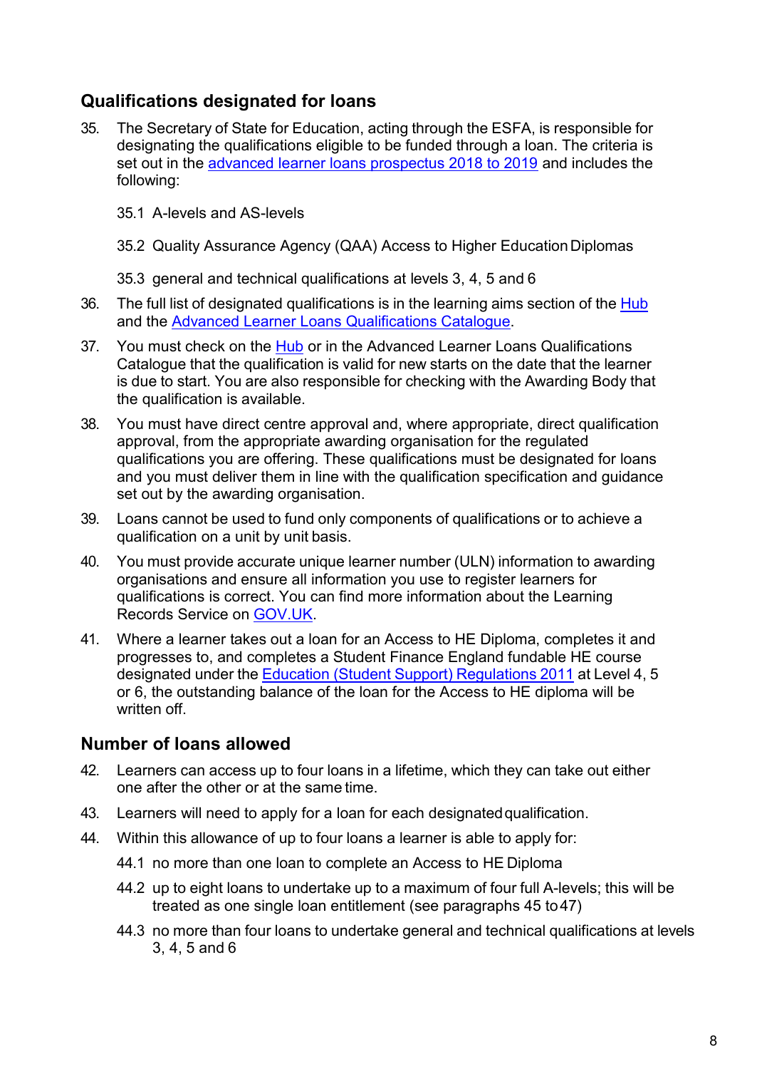## Qualifications designated for loans

35. The Secretary of State for Education, acting through the ESFA, is responsible for designating the qualifications eligible to be funded through a loan. The criteria is set out in the [advanced learner loans prospectus 2018 to 2019]() and includes the following:

    35.1 A-levels and AS-levels

    35.2 Quality Assurance Agency (QAA) Access to Higher Education Diplomas

    35.3 general and technical qualifications at levels 3, 4, 5 and 6

36. The full list of designated qualifications is in the learning aims section of the [Hub]() and the [Advanced Learner Loans Qualifications Catalogue]().

37. You must check on the [Hub]() or in the Advanced Learner Loans Qualifications Catalogue that the qualification is valid for new starts on the date that the learner is due to start. You are also responsible for checking with the Awarding Body that the qualification is available.

38. You must have direct centre approval and, where appropriate, direct qualification approval, from the appropriate awarding organisation for the regulated qualifications you are offering. These qualifications must be designated for loans and you must deliver them in line with the qualification specification and guidance set out by the awarding organisation.

39. Loans cannot be used to fund only components of qualifications or to achieve a qualification on a unit by unit basis.

40. You must provide accurate unique learner number (ULN) information to awarding organisations and ensure all information you use to register learners for qualifications is correct. You can find more information about the Learning Records Service on [GOV.UK]().

41. Where a learner takes out a loan for an Access to HE Diploma, completes it and progresses to, and completes a Student Finance England fundable HE course designated under the [Education (Student Support) Regulations 2011]() at Level 4, 5 or 6, the outstanding balance of the loan for the Access to HE diploma will be written off.

## Number of loans allowed

42. Learners can access up to four loans in a lifetime, which they can take out either one after the other or at the same time.

43. Learners will need to apply for a loan for each designated qualification.

44. Within this allowance of up to four loans a learner is able to apply for:

    44.1 no more than one loan to complete an Access to HE Diploma

    44.2 up to eight loans to undertake up to a maximum of four full A-levels; this will be treated as one single loan entitlement (see paragraphs 45 to 47)

    44.3 no more than four loans to undertake general and technical qualifications at levels 3, 4, 5 and 6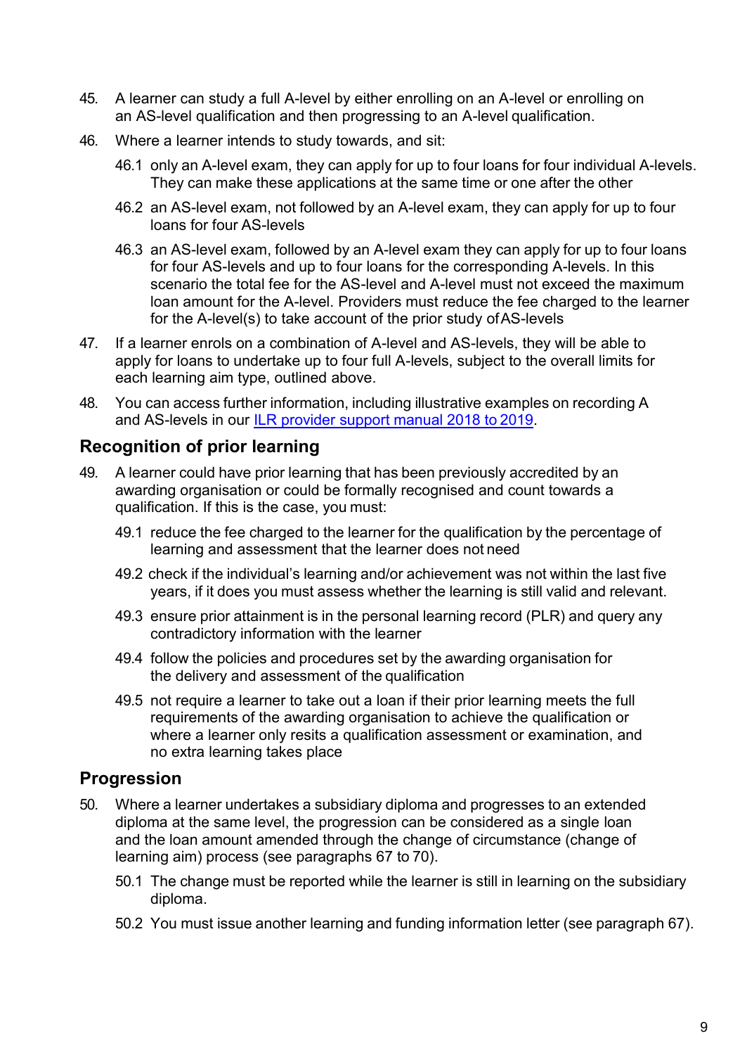45. A learner can study a full A-level by either enrolling on an A-level or enrolling on an AS-level qualification and then progressing to an A-level qualification.

46. Where a learner intends to study towards, and sit:

    46.1 only an A-level exam, they can apply for up to four loans for four individual A-levels. They can make these applications at the same time or one after the other

    46.2 an AS-level exam, not followed by an A-level exam, they can apply for up to four loans for four AS-levels

    46.3 an AS-level exam, followed by an A-level exam they can apply for up to four loans for four AS-levels and up to four loans for the corresponding A-levels. In this scenario the total fee for the AS-level and A-level must not exceed the maximum loan amount for the A-level. Providers must reduce the fee charged to the learner for the A-level(s) to take account of the prior study of AS-levels

47. If a learner enrols on a combination of A-level and AS-levels, they will be able to apply for loans to undertake up to four full A-levels, subject to the overall limits for each learning aim type, outlined above.

48. You can access further information, including illustrative examples on recording A and AS-levels in our [ILR provider support manual 2018 to 2019](#).

## Recognition of prior learning

49. A learner could have prior learning that has been previously accredited by an awarding organisation or could be formally recognised and count towards a qualification. If this is the case, you must:

    49.1 reduce the fee charged to the learner for the qualification by the percentage of learning and assessment that the learner does not need

    49.2 check if the individual's learning and/or achievement was not within the last five years, if it does you must assess whether the learning is still valid and relevant.

    49.3 ensure prior attainment is in the personal learning record (PLR) and query any contradictory information with the learner

    49.4 follow the policies and procedures set by the awarding organisation for the delivery and assessment of the qualification

    49.5 not require a learner to take out a loan if their prior learning meets the full requirements of the awarding organisation to achieve the qualification or where a learner only resits a qualification assessment or examination, and no extra learning takes place

## Progression

50. Where a learner undertakes a subsidiary diploma and progresses to an extended diploma at the same level, the progression can be considered as a single loan and the loan amount amended through the change of circumstance (change of learning aim) process (see paragraphs 67 to 70).

    50.1 The change must be reported while the learner is still in learning on the subsidiary diploma.

    50.2 You must issue another learning and funding information letter (see paragraph 67).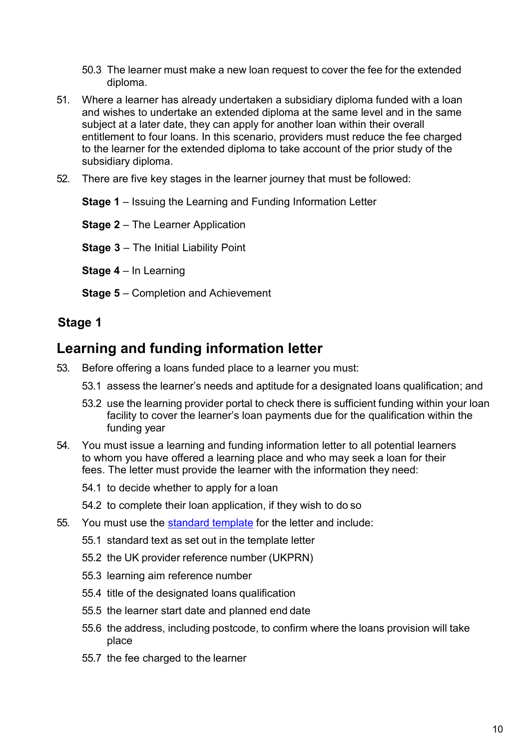50.3 The learner must make a new loan request to cover the fee for the extended diploma.

51. Where a learner has already undertaken a subsidiary diploma funded with a loan and wishes to undertake an extended diploma at the same level and in the same subject at a later date, they can apply for another loan within their overall entitlement to four loans. In this scenario, providers must reduce the fee charged to the learner for the extended diploma to take account of the prior study of the subsidiary diploma.

52. There are five key stages in the learner journey that must be followed:

**Stage 1** – Issuing the Learning and Funding Information Letter

**Stage 2** – The Learner Application

**Stage 3** – The Initial Liability Point

**Stage 4** – In Learning

**Stage 5** – Completion and Achievement

### Stage 1

## Learning and funding information letter

53. Before offering a loans funded place to a learner you must:

53.1 assess the learner's needs and aptitude for a designated loans qualification; and

53.2 use the learning provider portal to check there is sufficient funding within your loan facility to cover the learner's loan payments due for the qualification within the funding year

54. You must issue a learning and funding information letter to all potential learners to whom you have offered a learning place and who may seek a loan for their fees. The letter must provide the learner with the information they need:

54.1 to decide whether to apply for a loan

54.2 to complete their loan application, if they wish to do so

55. You must use the standard template for the letter and include:

55.1 standard text as set out in the template letter

55.2 the UK provider reference number (UKPRN)

55.3 learning aim reference number

55.4 title of the designated loans qualification

55.5 the learner start date and planned end date

55.6 the address, including postcode, to confirm where the loans provision will take place

55.7 the fee charged to the learner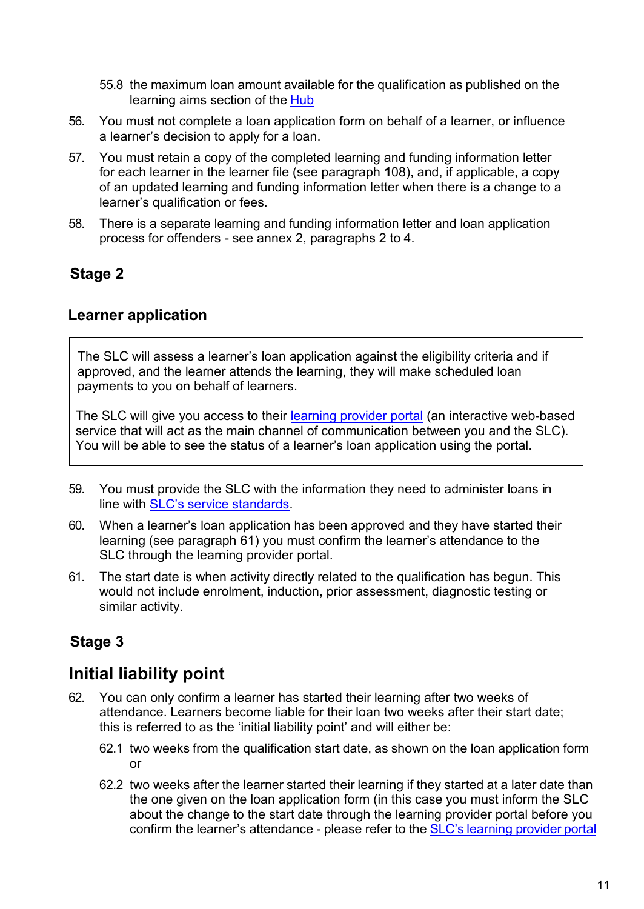55.8 the maximum loan amount available for the qualification as published on the learning aims section of the [Hub](#)

56. You must not complete a loan application form on behalf of a learner, or influence a learner's decision to apply for a loan.

57. You must retain a copy of the completed learning and funding information letter for each learner in the learner file (see paragraph **1**08), and, if applicable, a copy of an updated learning and funding information letter when there is a change to a learner's qualification or fees.

58. There is a separate learning and funding information letter and loan application process for offenders - see annex 2, paragraphs 2 to 4.

## Stage 2

### Learner application

> The SLC will assess a learner's loan application against the eligibility criteria and if approved, and the learner attends the learning, they will make scheduled loan payments to you on behalf of learners.
>
> The SLC will give you access to their [learning provider portal](#) (an interactive web-based service that will act as the main channel of communication between you and the SLC). You will be able to see the status of a learner's loan application using the portal.

59. You must provide the SLC with the information they need to administer loans in line with [SLC's service standards](#).

60. When a learner's loan application has been approved and they have started their learning (see paragraph 61) you must confirm the learner's attendance to the SLC through the learning provider portal.

61. The start date is when activity directly related to the qualification has begun. This would not include enrolment, induction, prior assessment, diagnostic testing or similar activity.

## Stage 3

## Initial liability point

62. You can only confirm a learner has started their learning after two weeks of attendance. Learners become liable for their loan two weeks after their start date; this is referred to as the 'initial liability point' and will either be:

    62.1 two weeks from the qualification start date, as shown on the loan application form or

    62.2 two weeks after the learner started their learning if they started at a later date than the one given on the loan application form (in this case you must inform the SLC about the change to the start date through the learning provider portal before you confirm the learner's attendance - please refer to the [SLC's learning provider portal](#)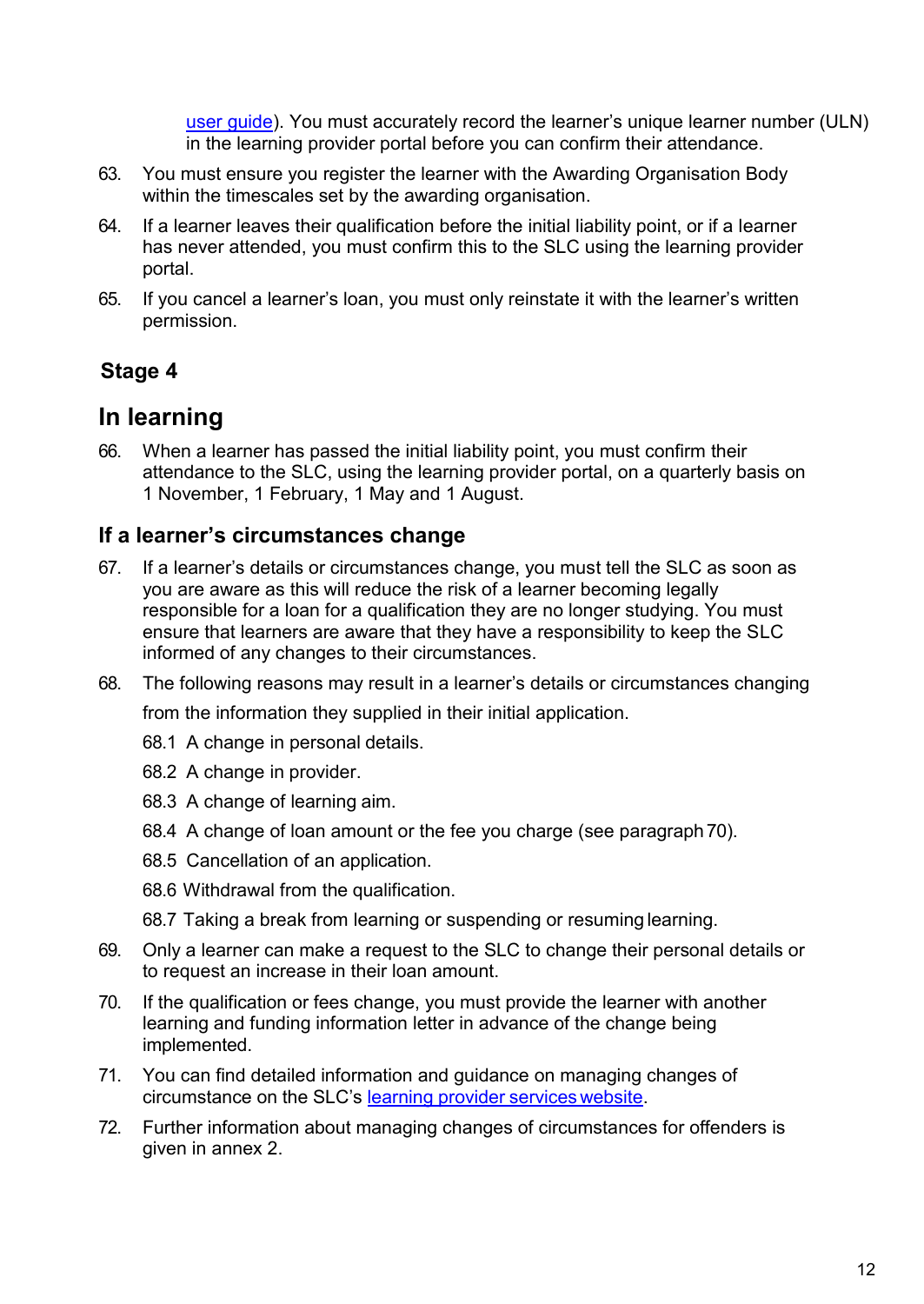user guide). You must accurately record the learner's unique learner number (ULN) in the learning provider portal before you can confirm their attendance.

63. You must ensure you register the learner with the Awarding Organisation Body within the timescales set by the awarding organisation.

64. If a learner leaves their qualification before the initial liability point, or if a learner has never attended, you must confirm this to the SLC using the learning provider portal.

65. If you cancel a learner's loan, you must only reinstate it with the learner's written permission.

**Stage 4**

## In learning

66. When a learner has passed the initial liability point, you must confirm their attendance to the SLC, using the learning provider portal, on a quarterly basis on 1 November, 1 February, 1 May and 1 August.

### If a learner's circumstances change

67. If a learner's details or circumstances change, you must tell the SLC as soon as you are aware as this will reduce the risk of a learner becoming legally responsible for a loan for a qualification they are no longer studying. You must ensure that learners are aware that they have a responsibility to keep the SLC informed of any changes to their circumstances.

68. The following reasons may result in a learner's details or circumstances changing from the information they supplied in their initial application.

    68.1 A change in personal details.

    68.2 A change in provider.

    68.3 A change of learning aim.

    68.4 A change of loan amount or the fee you charge (see paragraph 70).

    68.5 Cancellation of an application.

    68.6 Withdrawal from the qualification.

    68.7 Taking a break from learning or suspending or resuming learning.

69. Only a learner can make a request to the SLC to change their personal details or to request an increase in their loan amount.

70. If the qualification or fees change, you must provide the learner with another learning and funding information letter in advance of the change being implemented.

71. You can find detailed information and guidance on managing changes of circumstance on the SLC's learning provider services website.

72. Further information about managing changes of circumstances for offenders is given in annex 2.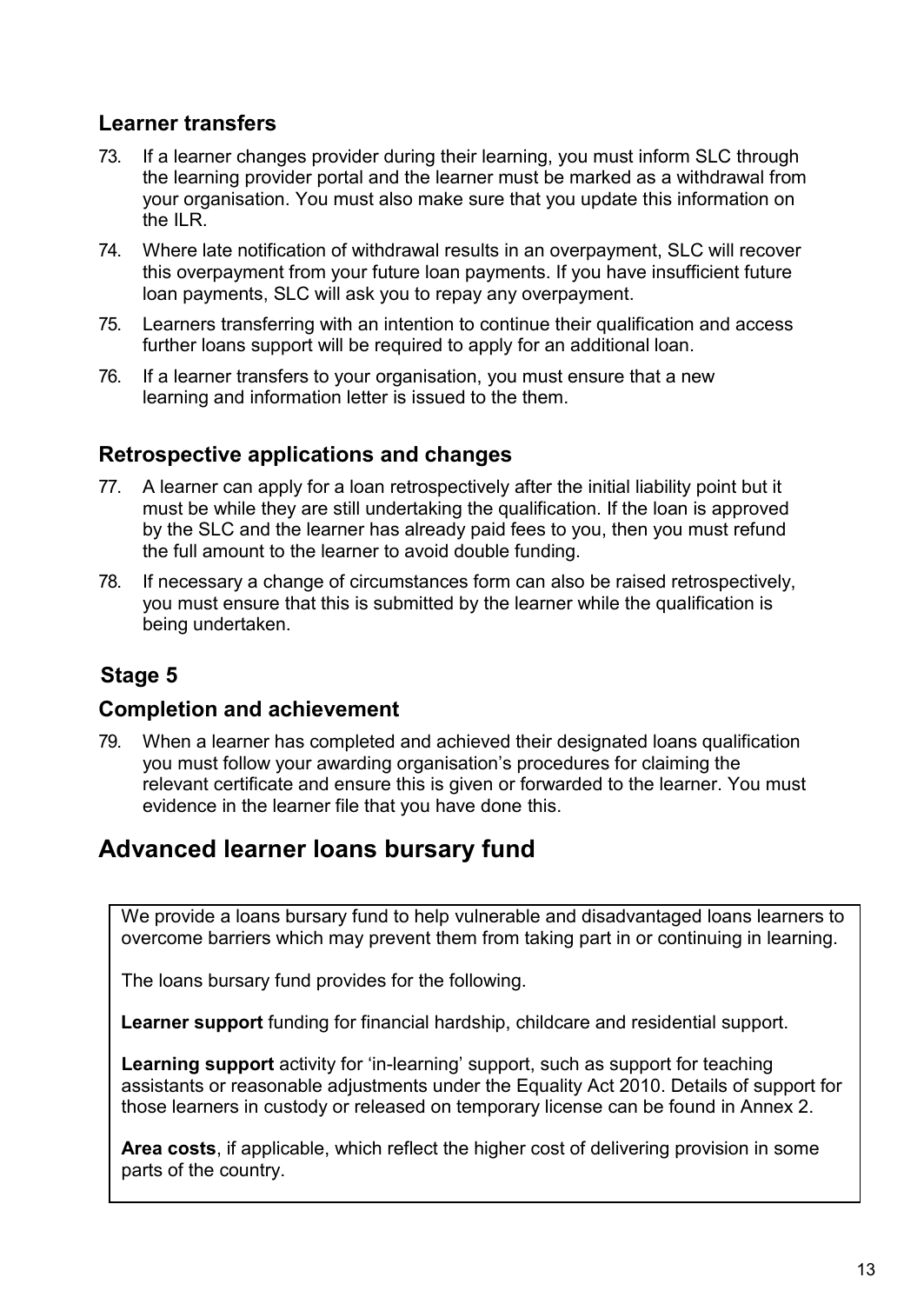### Learner transfers

73. If a learner changes provider during their learning, you must inform SLC through the learning provider portal and the learner must be marked as a withdrawal from your organisation. You must also make sure that you update this information on the ILR.

74. Where late notification of withdrawal results in an overpayment, SLC will recover this overpayment from your future loan payments. If you have insufficient future loan payments, SLC will ask you to repay any overpayment.

75. Learners transferring with an intention to continue their qualification and access further loans support will be required to apply for an additional loan.

76. If a learner transfers to your organisation, you must ensure that a new learning and information letter is issued to the them.

### Retrospective applications and changes

77. A learner can apply for a loan retrospectively after the initial liability point but it must be while they are still undertaking the qualification. If the loan is approved by the SLC and the learner has already paid fees to you, then you must refund the full amount to the learner to avoid double funding.

78. If necessary a change of circumstances form can also be raised retrospectively, you must ensure that this is submitted by the learner while the qualification is being undertaken.

### Stage 5

### Completion and achievement

79. When a learner has completed and achieved their designated loans qualification you must follow your awarding organisation's procedures for claiming the relevant certificate and ensure this is given or forwarded to the learner. You must evidence in the learner file that you have done this.

## Advanced learner loans bursary fund

We provide a loans bursary fund to help vulnerable and disadvantaged loans learners to overcome barriers which may prevent them from taking part in or continuing in learning.

The loans bursary fund provides for the following.

**Learner support** funding for financial hardship, childcare and residential support.

**Learning support** activity for 'in-learning' support, such as support for teaching assistants or reasonable adjustments under the Equality Act 2010. Details of support for those learners in custody or released on temporary license can be found in Annex 2.

**Area costs**, if applicable, which reflect the higher cost of delivering provision in some parts of the country.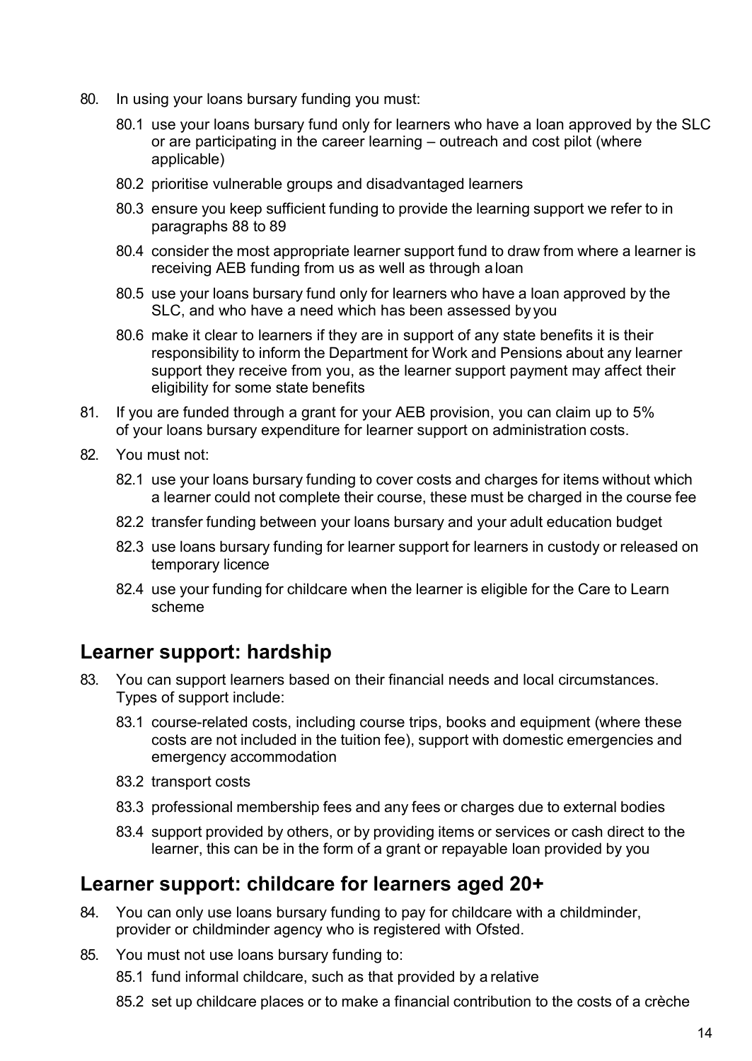80. In using your loans bursary funding you must:

    80.1 use your loans bursary fund only for learners who have a loan approved by the SLC or are participating in the career learning – outreach and cost pilot (where applicable)

    80.2 prioritise vulnerable groups and disadvantaged learners

    80.3 ensure you keep sufficient funding to provide the learning support we refer to in paragraphs 88 to 89

    80.4 consider the most appropriate learner support fund to draw from where a learner is receiving AEB funding from us as well as through a loan

    80.5 use your loans bursary fund only for learners who have a loan approved by the SLC, and who have a need which has been assessed by you

    80.6 make it clear to learners if they are in support of any state benefits it is their responsibility to inform the Department for Work and Pensions about any learner support they receive from you, as the learner support payment may affect their eligibility for some state benefits

81. If you are funded through a grant for your AEB provision, you can claim up to 5% of your loans bursary expenditure for learner support on administration costs.

82. You must not:

    82.1 use your loans bursary funding to cover costs and charges for items without which a learner could not complete their course, these must be charged in the course fee

    82.2 transfer funding between your loans bursary and your adult education budget

    82.3 use loans bursary funding for learner support for learners in custody or released on temporary licence

    82.4 use your funding for childcare when the learner is eligible for the Care to Learn scheme

## Learner support: hardship

83. You can support learners based on their financial needs and local circumstances. Types of support include:

    83.1 course-related costs, including course trips, books and equipment (where these costs are not included in the tuition fee), support with domestic emergencies and emergency accommodation

    83.2 transport costs

    83.3 professional membership fees and any fees or charges due to external bodies

    83.4 support provided by others, or by providing items or services or cash direct to the learner, this can be in the form of a grant or repayable loan provided by you

## Learner support: childcare for learners aged 20+

84. You can only use loans bursary funding to pay for childcare with a childminder, provider or childminder agency who is registered with Ofsted.

85. You must not use loans bursary funding to:

    85.1 fund informal childcare, such as that provided by a relative

    85.2 set up childcare places or to make a financial contribution to the costs of a crèche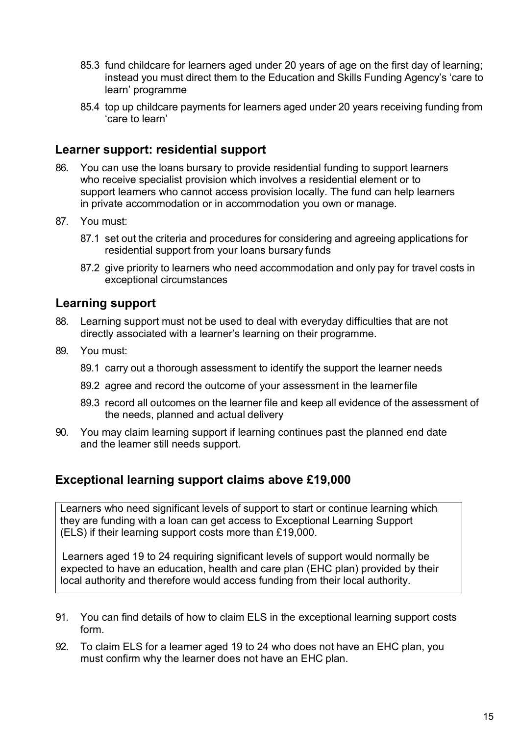85.3 fund childcare for learners aged under 20 years of age on the first day of learning; instead you must direct them to the Education and Skills Funding Agency's 'care to learn' programme

85.4 top up childcare payments for learners aged under 20 years receiving funding from 'care to learn'

## Learner support: residential support

86. You can use the loans bursary to provide residential funding to support learners who receive specialist provision which involves a residential element or to support learners who cannot access provision locally. The fund can help learners in private accommodation or in accommodation you own or manage.

87. You must:

    87.1 set out the criteria and procedures for considering and agreeing applications for residential support from your loans bursary funds

    87.2 give priority to learners who need accommodation and only pay for travel costs in exceptional circumstances

## Learning support

88. Learning support must not be used to deal with everyday difficulties that are not directly associated with a learner's learning on their programme.

89. You must:

    89.1 carry out a thorough assessment to identify the support the learner needs

    89.2 agree and record the outcome of your assessment in the learner file

    89.3 record all outcomes on the learner file and keep all evidence of the assessment of the needs, planned and actual delivery

90. You may claim learning support if learning continues past the planned end date and the learner still needs support.

## Exceptional learning support claims above £19,000

> Learners who need significant levels of support to start or continue learning which they are funding with a loan can get access to Exceptional Learning Support (ELS) if their learning support costs more than £19,000.
>
> Learners aged 19 to 24 requiring significant levels of support would normally be expected to have an education, health and care plan (EHC plan) provided by their local authority and therefore would access funding from their local authority.

91. You can find details of how to claim ELS in the exceptional learning support costs form.

92. To claim ELS for a learner aged 19 to 24 who does not have an EHC plan, you must confirm why the learner does not have an EHC plan.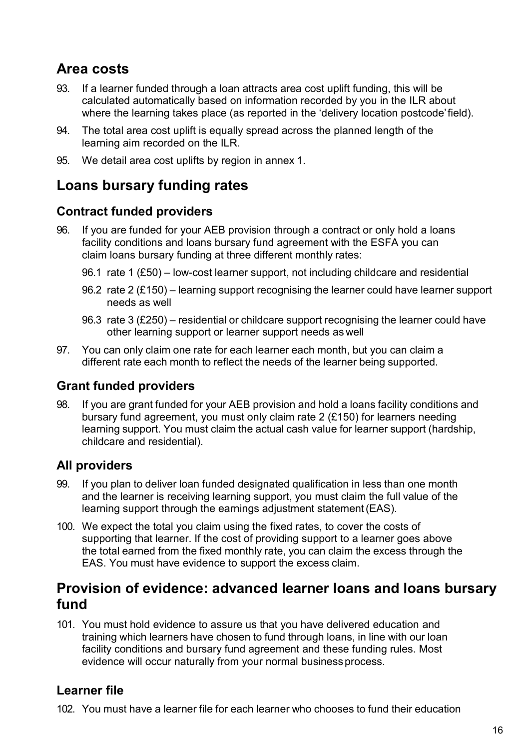## Area costs

93. If a learner funded through a loan attracts area cost uplift funding, this will be calculated automatically based on information recorded by you in the ILR about where the learning takes place (as reported in the 'delivery location postcode' field).

94. The total area cost uplift is equally spread across the planned length of the learning aim recorded on the ILR.

95. We detail area cost uplifts by region in annex 1.

## Loans bursary funding rates

### Contract funded providers

96. If you are funded for your AEB provision through a contract or only hold a loans facility conditions and loans bursary fund agreement with the ESFA you can claim loans bursary funding at three different monthly rates:

    96.1 rate 1 (£50) – low-cost learner support, not including childcare and residential

    96.2 rate 2 (£150) – learning support recognising the learner could have learner support needs as well

    96.3 rate 3 (£250) – residential or childcare support recognising the learner could have other learning support or learner support needs as well

97. You can only claim one rate for each learner each month, but you can claim a different rate each month to reflect the needs of the learner being supported.

### Grant funded providers

98. If you are grant funded for your AEB provision and hold a loans facility conditions and bursary fund agreement, you must only claim rate 2 (£150) for learners needing learning support. You must claim the actual cash value for learner support (hardship, childcare and residential).

### All providers

99. If you plan to deliver loan funded designated qualification in less than one month and the learner is receiving learning support, you must claim the full value of the learning support through the earnings adjustment statement (EAS).

100. We expect the total you claim using the fixed rates, to cover the costs of supporting that learner. If the cost of providing support to a learner goes above the total earned from the fixed monthly rate, you can claim the excess through the EAS. You must have evidence to support the excess claim.

## Provision of evidence: advanced learner loans and loans bursary fund

101. You must hold evidence to assure us that you have delivered education and training which learners have chosen to fund through loans, in line with our loan facility conditions and bursary fund agreement and these funding rules. Most evidence will occur naturally from your normal business process.

### Learner file

102. You must have a learner file for each learner who chooses to fund their education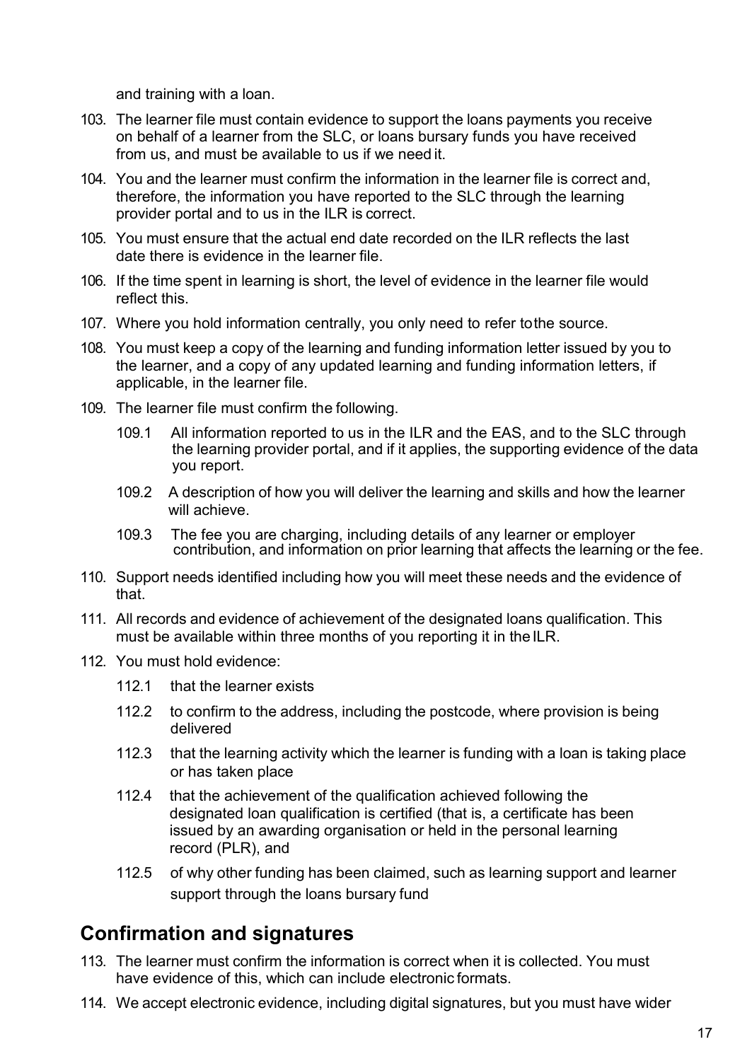and training with a loan.

103. The learner file must contain evidence to support the loans payments you receive on behalf of a learner from the SLC, or loans bursary funds you have received from us, and must be available to us if we need it.

104. You and the learner must confirm the information in the learner file is correct and, therefore, the information you have reported to the SLC through the learning provider portal and to us in the ILR is correct.

105. You must ensure that the actual end date recorded on the ILR reflects the last date there is evidence in the learner file.

106. If the time spent in learning is short, the level of evidence in the learner file would reflect this.

107. Where you hold information centrally, you only need to refer to the source.

108. You must keep a copy of the learning and funding information letter issued by you to the learner, and a copy of any updated learning and funding information letters, if applicable, in the learner file.

109. The learner file must confirm the following.

    109.1 All information reported to us in the ILR and the EAS, and to the SLC through the learning provider portal, and if it applies, the supporting evidence of the data you report.

    109.2 A description of how you will deliver the learning and skills and how the learner will achieve.

    109.3 The fee you are charging, including details of any learner or employer contribution, and information on prior learning that affects the learning or the fee.

110. Support needs identified including how you will meet these needs and the evidence of that.

111. All records and evidence of achievement of the designated loans qualification. This must be available within three months of you reporting it in the ILR.

112. You must hold evidence:

    112.1 that the learner exists

    112.2 to confirm to the address, including the postcode, where provision is being delivered

    112.3 that the learning activity which the learner is funding with a loan is taking place or has taken place

    112.4 that the achievement of the qualification achieved following the designated loan qualification is certified (that is, a certificate has been issued by an awarding organisation or held in the personal learning record (PLR), and

    112.5 of why other funding has been claimed, such as learning support and learner support through the loans bursary fund

## Confirmation and signatures

113. The learner must confirm the information is correct when it is collected. You must have evidence of this, which can include electronic formats.

114. We accept electronic evidence, including digital signatures, but you must have wider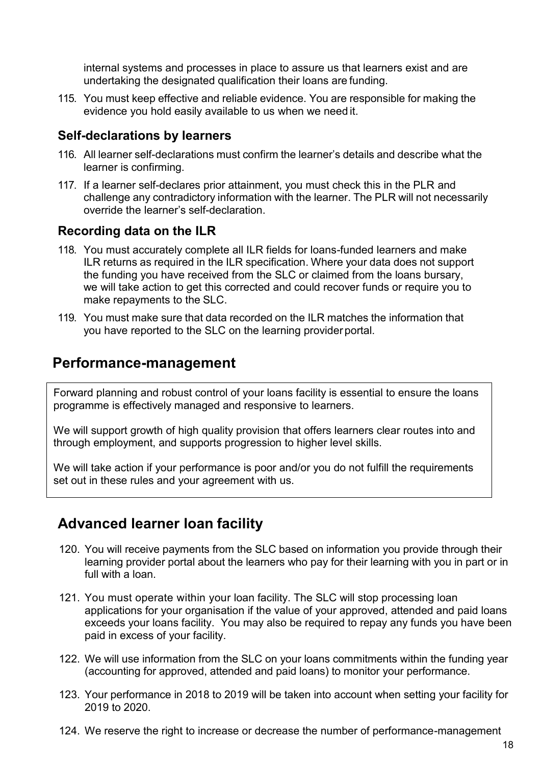internal systems and processes in place to assure us that learners exist and are undertaking the designated qualification their loans are funding.

115. You must keep effective and reliable evidence. You are responsible for making the evidence you hold easily available to us when we need it.

### Self-declarations by learners

116. All learner self-declarations must confirm the learner's details and describe what the learner is confirming.

117. If a learner self-declares prior attainment, you must check this in the PLR and challenge any contradictory information with the learner. The PLR will not necessarily override the learner's self-declaration.

### Recording data on the ILR

118. You must accurately complete all ILR fields for loans-funded learners and make ILR returns as required in the ILR specification. Where your data does not support the funding you have received from the SLC or claimed from the loans bursary, we will take action to get this corrected and could recover funds or require you to make repayments to the SLC.

119. You must make sure that data recorded on the ILR matches the information that you have reported to the SLC on the learning provider portal.

## Performance-management

Forward planning and robust control of your loans facility is essential to ensure the loans programme is effectively managed and responsive to learners.

We will support growth of high quality provision that offers learners clear routes into and through employment, and supports progression to higher level skills.

We will take action if your performance is poor and/or you do not fulfill the requirements set out in these rules and your agreement with us.

## Advanced learner loan facility

120. You will receive payments from the SLC based on information you provide through their learning provider portal about the learners who pay for their learning with you in part or in full with a loan.

121. You must operate within your loan facility. The SLC will stop processing loan applications for your organisation if the value of your approved, attended and paid loans exceeds your loans facility. You may also be required to repay any funds you have been paid in excess of your facility.

122. We will use information from the SLC on your loans commitments within the funding year (accounting for approved, attended and paid loans) to monitor your performance.

123. Your performance in 2018 to 2019 will be taken into account when setting your facility for 2019 to 2020.

124. We reserve the right to increase or decrease the number of performance-management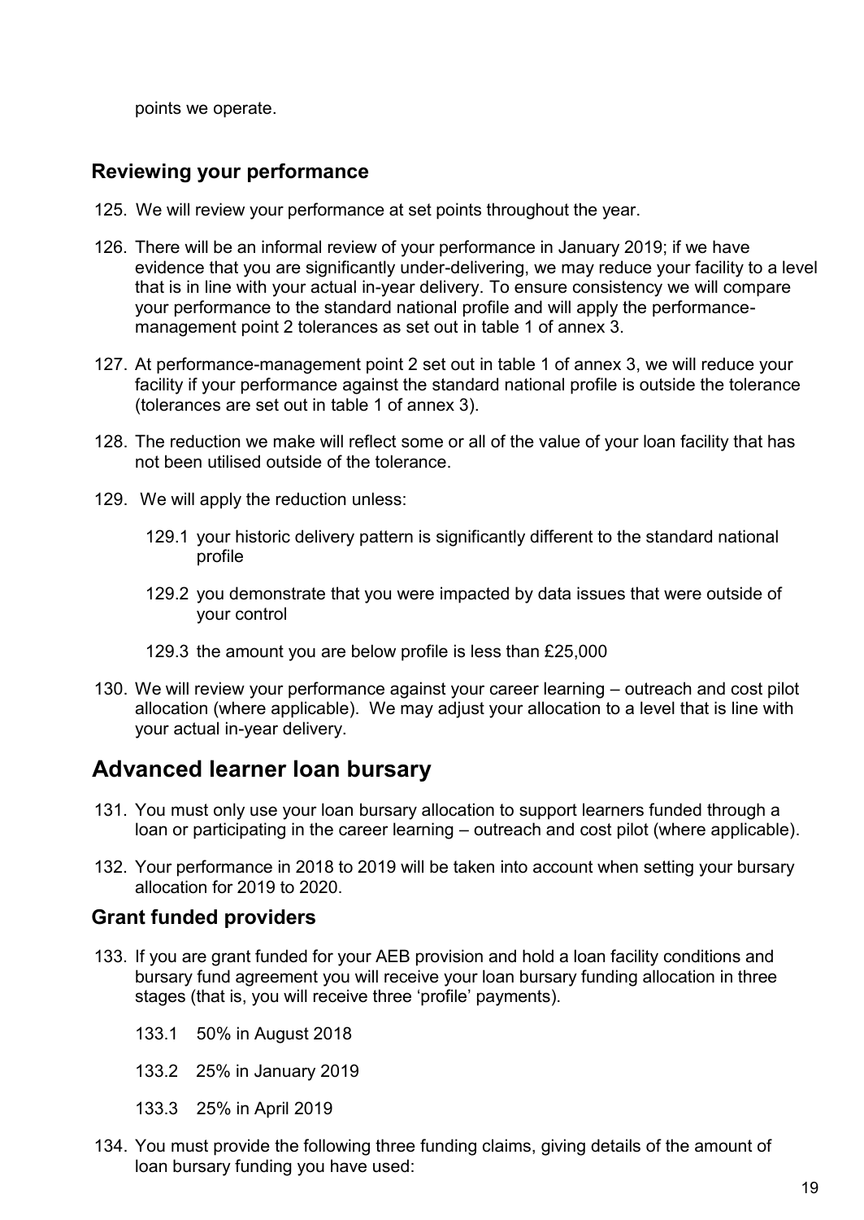points we operate.

### Reviewing your performance

125. We will review your performance at set points throughout the year.

126. There will be an informal review of your performance in January 2019; if we have evidence that you are significantly under-delivering, we may reduce your facility to a level that is in line with your actual in-year delivery. To ensure consistency we will compare your performance to the standard national profile and will apply the performance-management point 2 tolerances as set out in table 1 of annex 3.

127. At performance-management point 2 set out in table 1 of annex 3, we will reduce your facility if your performance against the standard national profile is outside the tolerance (tolerances are set out in table 1 of annex 3).

128. The reduction we make will reflect some or all of the value of your loan facility that has not been utilised outside of the tolerance.

129. We will apply the reduction unless:

    129.1 your historic delivery pattern is significantly different to the standard national profile

    129.2 you demonstrate that you were impacted by data issues that were outside of your control

    129.3 the amount you are below profile is less than £25,000

130. We will review your performance against your career learning – outreach and cost pilot allocation (where applicable). We may adjust your allocation to a level that is line with your actual in-year delivery.

## Advanced learner loan bursary

131. You must only use your loan bursary allocation to support learners funded through a loan or participating in the career learning – outreach and cost pilot (where applicable).

132. Your performance in 2018 to 2019 will be taken into account when setting your bursary allocation for 2019 to 2020.

### Grant funded providers

133. If you are grant funded for your AEB provision and hold a loan facility conditions and bursary fund agreement you will receive your loan bursary funding allocation in three stages (that is, you will receive three 'profile' payments).

    133.1 50% in August 2018

    133.2 25% in January 2019

    133.3 25% in April 2019

134. You must provide the following three funding claims, giving details of the amount of loan bursary funding you have used: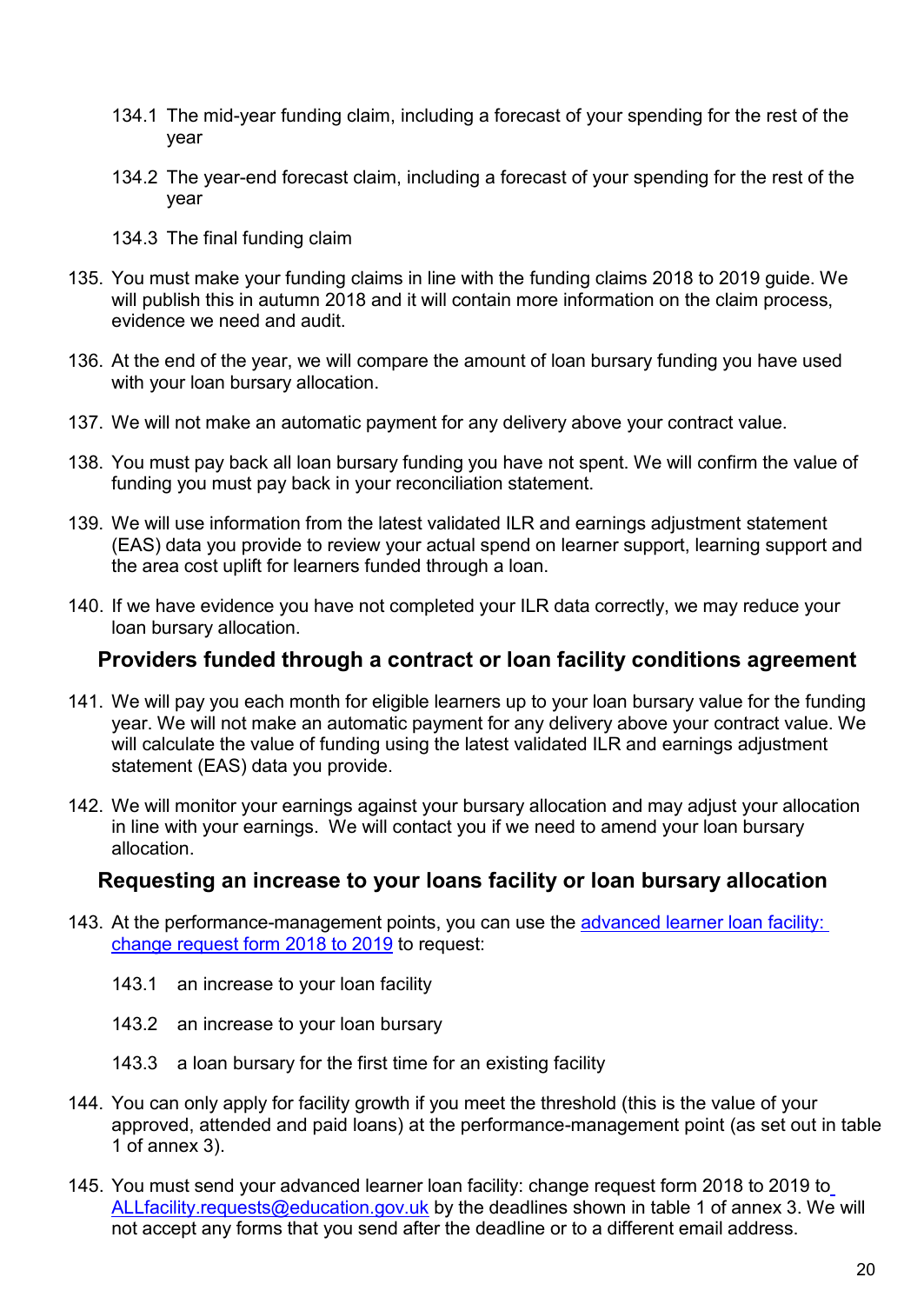134.1 The mid-year funding claim, including a forecast of your spending for the rest of the year

134.2 The year-end forecast claim, including a forecast of your spending for the rest of the year

134.3 The final funding claim

135. You must make your funding claims in line with the funding claims 2018 to 2019 guide. We will publish this in autumn 2018 and it will contain more information on the claim process, evidence we need and audit.

136. At the end of the year, we will compare the amount of loan bursary funding you have used with your loan bursary allocation.

137. We will not make an automatic payment for any delivery above your contract value.

138. You must pay back all loan bursary funding you have not spent. We will confirm the value of funding you must pay back in your reconciliation statement.

139. We will use information from the latest validated ILR and earnings adjustment statement (EAS) data you provide to review your actual spend on learner support, learning support and the area cost uplift for learners funded through a loan.

140. If we have evidence you have not completed your ILR data correctly, we may reduce your loan bursary allocation.

### Providers funded through a contract or loan facility conditions agreement

141. We will pay you each month for eligible learners up to your loan bursary value for the funding year. We will not make an automatic payment for any delivery above your contract value. We will calculate the value of funding using the latest validated ILR and earnings adjustment statement (EAS) data you provide.

142. We will monitor your earnings against your bursary allocation and may adjust your allocation in line with your earnings. We will contact you if we need to amend your loan bursary allocation.

### Requesting an increase to your loans facility or loan bursary allocation

143. At the performance-management points, you can use the [advanced learner loan facility: change request form 2018 to 2019] to request:

143.1 an increase to your loan facility

143.2 an increase to your loan bursary

143.3 a loan bursary for the first time for an existing facility

144. You can only apply for facility growth if you meet the threshold (this is the value of your approved, attended and paid loans) at the performance-management point (as set out in table 1 of annex 3).

145. You must send your advanced learner loan facility: change request form 2018 to 2019 to ALLfacility.requests@education.gov.uk by the deadlines shown in table 1 of annex 3. We will not accept any forms that you send after the deadline or to a different email address.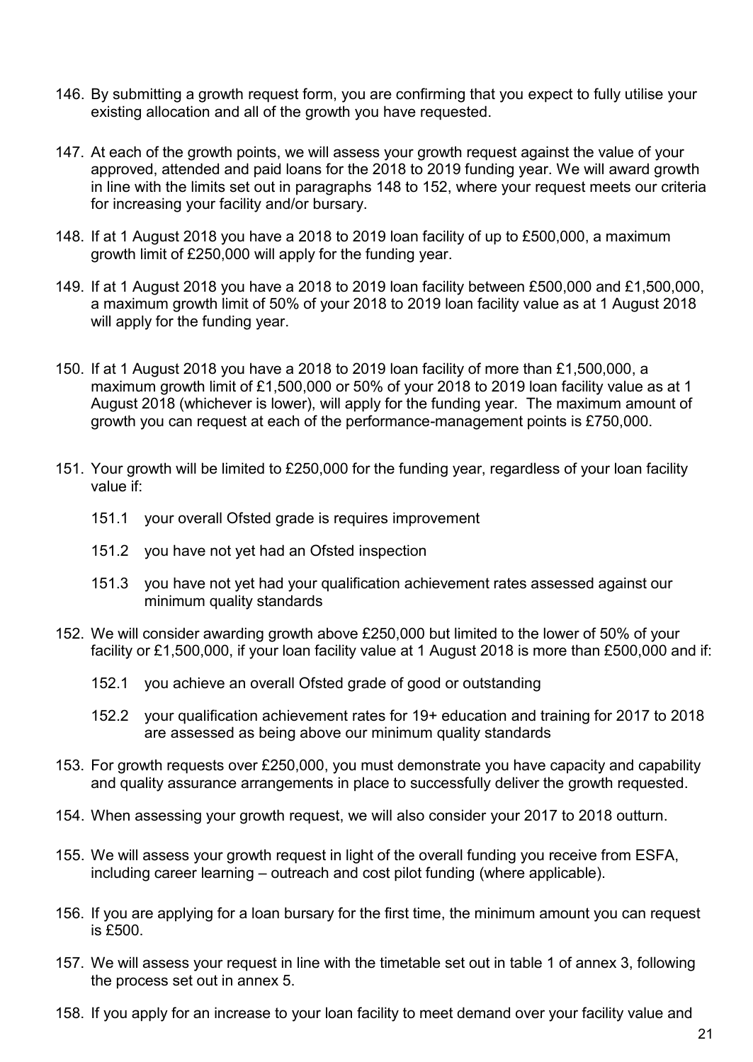146. By submitting a growth request form, you are confirming that you expect to fully utilise your existing allocation and all of the growth you have requested.

147. At each of the growth points, we will assess your growth request against the value of your approved, attended and paid loans for the 2018 to 2019 funding year. We will award growth in line with the limits set out in paragraphs 148 to 152, where your request meets our criteria for increasing your facility and/or bursary.

148. If at 1 August 2018 you have a 2018 to 2019 loan facility of up to £500,000, a maximum growth limit of £250,000 will apply for the funding year.

149. If at 1 August 2018 you have a 2018 to 2019 loan facility between £500,000 and £1,500,000, a maximum growth limit of 50% of your 2018 to 2019 loan facility value as at 1 August 2018 will apply for the funding year.

150. If at 1 August 2018 you have a 2018 to 2019 loan facility of more than £1,500,000, a maximum growth limit of £1,500,000 or 50% of your 2018 to 2019 loan facility value as at 1 August 2018 (whichever is lower), will apply for the funding year. The maximum amount of growth you can request at each of the performance-management points is £750,000.

151. Your growth will be limited to £250,000 for the funding year, regardless of your loan facility value if:

    151.1 your overall Ofsted grade is requires improvement

    151.2 you have not yet had an Ofsted inspection

    151.3 you have not yet had your qualification achievement rates assessed against our minimum quality standards

152. We will consider awarding growth above £250,000 but limited to the lower of 50% of your facility or £1,500,000, if your loan facility value at 1 August 2018 is more than £500,000 and if:

    152.1 you achieve an overall Ofsted grade of good or outstanding

    152.2 your qualification achievement rates for 19+ education and training for 2017 to 2018 are assessed as being above our minimum quality standards

153. For growth requests over £250,000, you must demonstrate you have capacity and capability and quality assurance arrangements in place to successfully deliver the growth requested.

154. When assessing your growth request, we will also consider your 2017 to 2018 outturn.

155. We will assess your growth request in light of the overall funding you receive from ESFA, including career learning – outreach and cost pilot funding (where applicable).

156. If you are applying for a loan bursary for the first time, the minimum amount you can request is £500.

157. We will assess your request in line with the timetable set out in table 1 of annex 3, following the process set out in annex 5.

158. If you apply for an increase to your loan facility to meet demand over your facility value and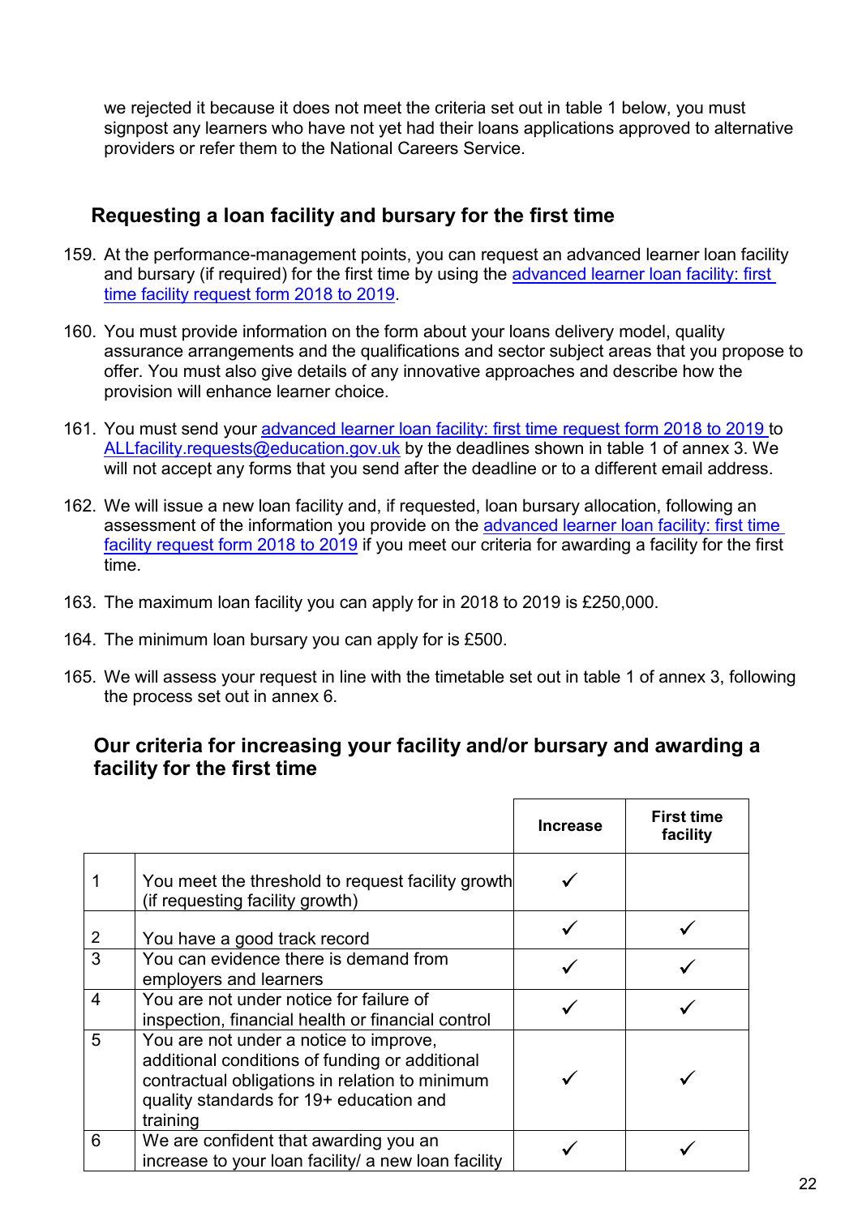we rejected it because it does not meet the criteria set out in table 1 below, you must signpost any learners who have not yet had their loans applications approved to alternative providers or refer them to the National Careers Service.

## Requesting a loan facility and bursary for the first time

159. At the performance-management points, you can request an advanced learner loan facility and bursary (if required) for the first time by using the advanced learner loan facility: first time facility request form 2018 to 2019.

160. You must provide information on the form about your loans delivery model, quality assurance arrangements and the qualifications and sector subject areas that you propose to offer. You must also give details of any innovative approaches and describe how the provision will enhance learner choice.

161. You must send your advanced learner loan facility: first time request form 2018 to 2019 to ALLfacility.requests@education.gov.uk by the deadlines shown in table 1 of annex 3. We will not accept any forms that you send after the deadline or to a different email address.

162. We will issue a new loan facility and, if requested, loan bursary allocation, following an assessment of the information you provide on the advanced learner loan facility: first time facility request form 2018 to 2019 if you meet our criteria for awarding a facility for the first time.

163. The maximum loan facility you can apply for in 2018 to 2019 is £250,000.

164. The minimum loan bursary you can apply for is £500.

165. We will assess your request in line with the timetable set out in table 1 of annex 3, following the process set out in annex 6.

## Our criteria for increasing your facility and/or bursary and awarding a facility for the first time

| | | Increase | First time facility |
|---|---|---|---|
| 1 | You meet the threshold to request facility growth (if requesting facility growth) | ✓ | |
| 2 | You have a good track record | ✓ | ✓ |
| 3 | You can evidence there is demand from employers and learners | ✓ | ✓ |
| 4 | You are not under notice for failure of inspection, financial health or financial control | ✓ | ✓ |
| 5 | You are not under a notice to improve, additional conditions of funding or additional contractual obligations in relation to minimum quality standards for 19+ education and training | ✓ | ✓ |
| 6 | We are confident that awarding you an increase to your loan facility/ a new loan facility | ✓ | ✓ |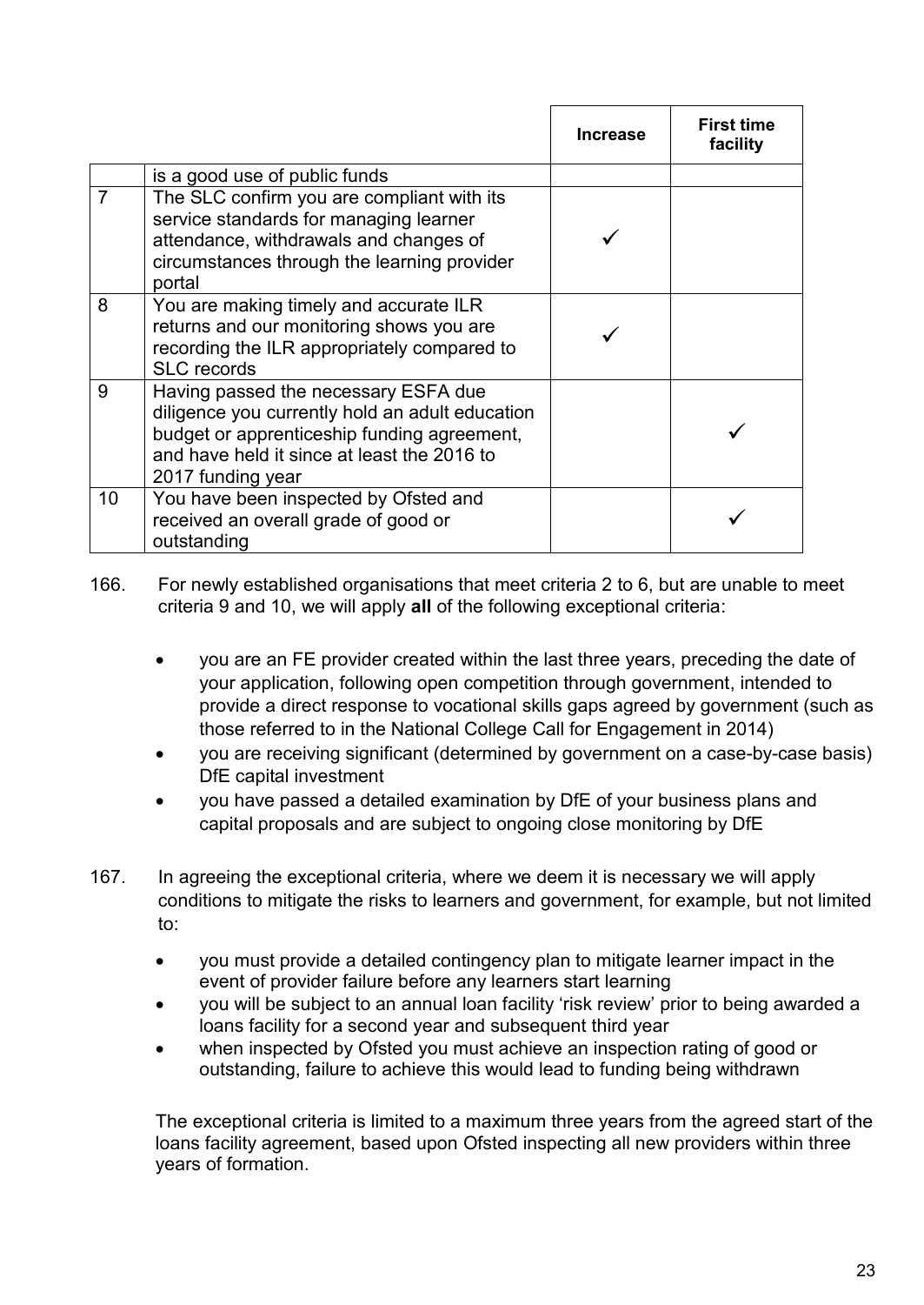| | | Increase | First time facility |
|---|---|---|---|
| | is a good use of public funds | | |
| 7 | The SLC confirm you are compliant with its service standards for managing learner attendance, withdrawals and changes of circumstances through the learning provider portal | ✓ | |
| 8 | You are making timely and accurate ILR returns and our monitoring shows you are recording the ILR appropriately compared to SLC records | ✓ | |
| 9 | Having passed the necessary ESFA due diligence you currently hold an adult education budget or apprenticeship funding agreement, and have held it since at least the 2016 to 2017 funding year | | ✓ |
| 10 | You have been inspected by Ofsted and received an overall grade of good or outstanding | | ✓ |

166. For newly established organisations that meet criteria 2 to 6, but are unable to meet criteria 9 and 10, we will apply **all** of the following exceptional criteria:

- you are an FE provider created within the last three years, preceding the date of your application, following open competition through government, intended to provide a direct response to vocational skills gaps agreed by government (such as those referred to in the National College Call for Engagement in 2014)
- you are receiving significant (determined by government on a case-by-case basis) DfE capital investment
- you have passed a detailed examination by DfE of your business plans and capital proposals and are subject to ongoing close monitoring by DfE

167. In agreeing the exceptional criteria, where we deem it is necessary we will apply conditions to mitigate the risks to learners and government, for example, but not limited to:

- you must provide a detailed contingency plan to mitigate learner impact in the event of provider failure before any learners start learning
- you will be subject to an annual loan facility 'risk review' prior to being awarded a loans facility for a second year and subsequent third year
- when inspected by Ofsted you must achieve an inspection rating of good or outstanding, failure to achieve this would lead to funding being withdrawn

The exceptional criteria is limited to a maximum three years from the agreed start of the loans facility agreement, based upon Ofsted inspecting all new providers within three years of formation.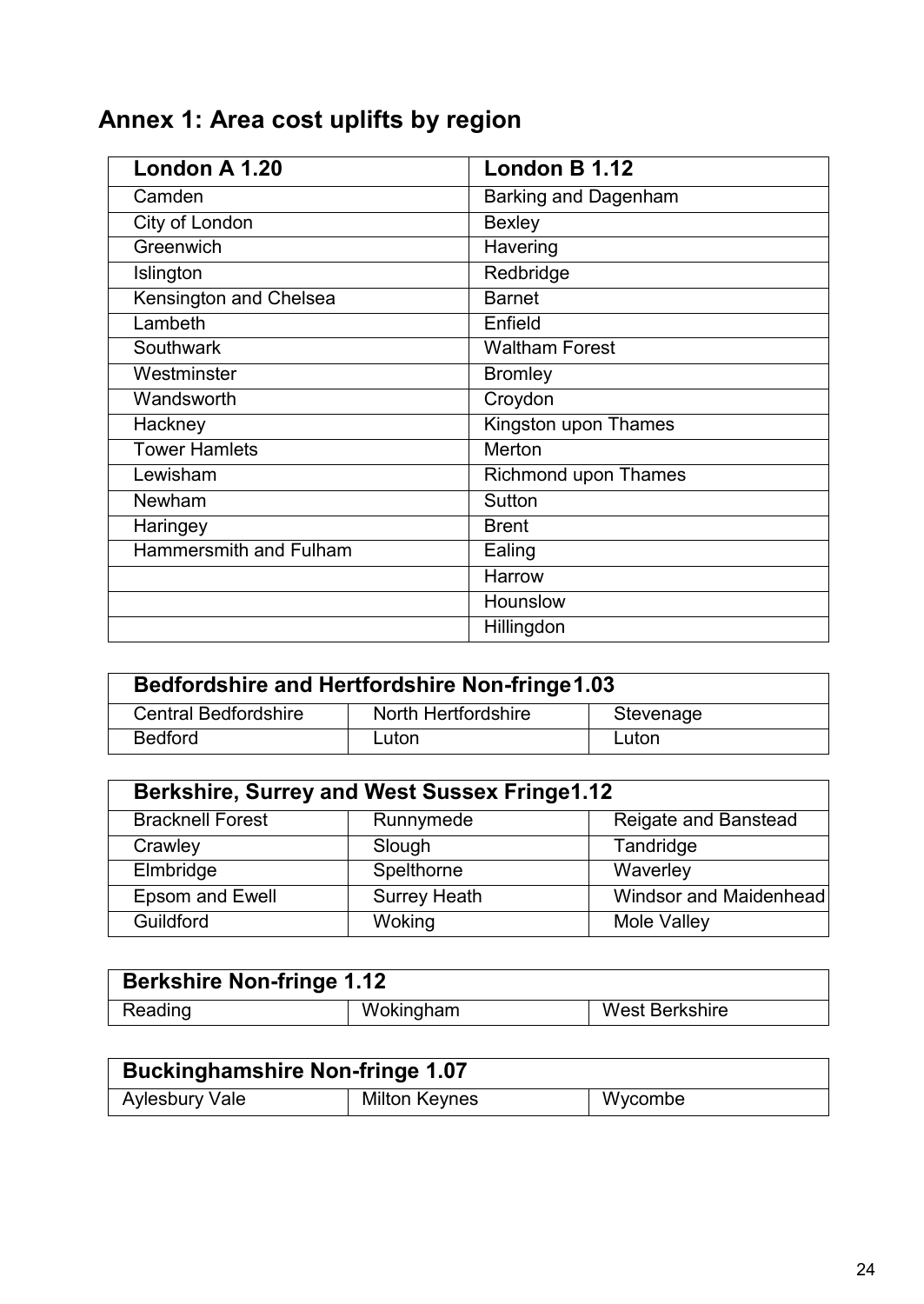## Annex 1: Area cost uplifts by region

| London A 1.20 | London B 1.12 |
|---|---|
| Camden | Barking and Dagenham |
| City of London | Bexley |
| Greenwich | Havering |
| Islington | Redbridge |
| Kensington and Chelsea | Barnet |
| Lambeth | Enfield |
| Southwark | Waltham Forest |
| Westminster | Bromley |
| Wandsworth | Croydon |
| Hackney | Kingston upon Thames |
| Tower Hamlets | Merton |
| Lewisham | Richmond upon Thames |
| Newham | Sutton |
| Haringey | Brent |
| Hammersmith and Fulham | Ealing |
| | Harrow |
| | Hounslow |
| | Hillingdon |

| Bedfordshire and Hertfordshire Non-fringe1.03 | | |
|---|---|---|
| Central Bedfordshire | North Hertfordshire | Stevenage |
| Bedford | Luton | Luton |

| Berkshire, Surrey and West Sussex Fringe1.12 | | |
|---|---|---|
| Bracknell Forest | Runnymede | Reigate and Banstead |
| Crawley | Slough | Tandridge |
| Elmbridge | Spelthorne | Waverley |
| Epsom and Ewell | Surrey Heath | Windsor and Maidenhead |
| Guildford | Woking | Mole Valley |

| Berkshire Non-fringe 1.12 | | |
|---|---|---|
| Reading | Wokingham | West Berkshire |

| Buckinghamshire Non-fringe 1.07 | | |
|---|---|---|
| Aylesbury Vale | Milton Keynes | Wycombe |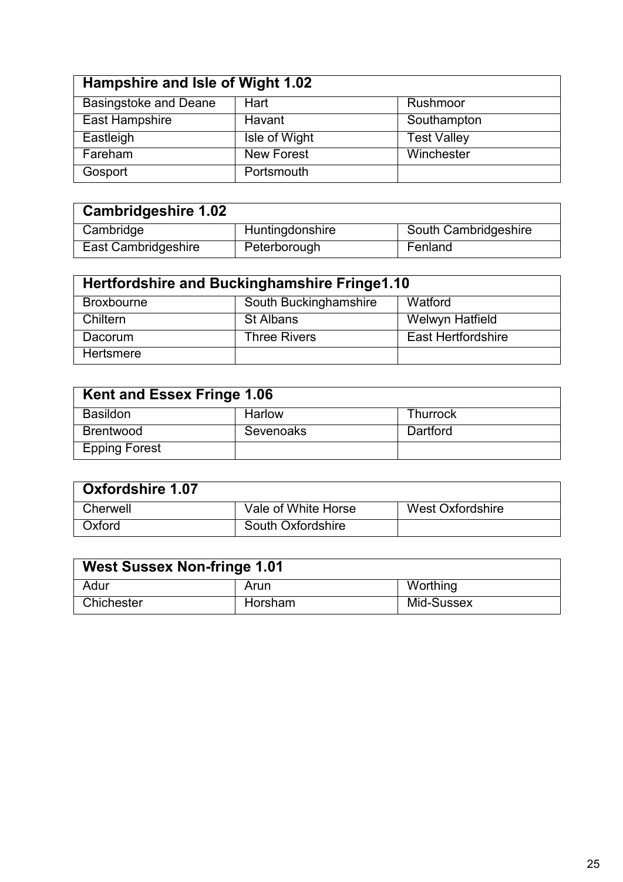| Hampshire and Isle of Wight 1.02 | | |
|---|---|---|
| Basingstoke and Deane | Hart | Rushmoor |
| East Hampshire | Havant | Southampton |
| Eastleigh | Isle of Wight | Test Valley |
| Fareham | New Forest | Winchester |
| Gosport | Portsmouth | |

| Cambridgeshire 1.02 | | |
|---|---|---|
| Cambridge | Huntingdonshire | South Cambridgeshire |
| East Cambridgeshire | Peterborough | Fenland |

| Hertfordshire and Buckinghamshire Fringe1.10 | | |
|---|---|---|
| Broxbourne | South Buckinghamshire | Watford |
| Chiltern | St Albans | Welwyn Hatfield |
| Dacorum | Three Rivers | East Hertfordshire |
| Hertsmere | | |

| Kent and Essex Fringe 1.06 | | |
|---|---|---|
| Basildon | Harlow | Thurrock |
| Brentwood | Sevenoaks | Dartford |
| Epping Forest | | |

| Oxfordshire 1.07 | | |
|---|---|---|
| Cherwell | Vale of White Horse | West Oxfordshire |
| Oxford | South Oxfordshire | |

| West Sussex Non-fringe 1.01 | | |
|---|---|---|
| Adur | Arun | Worthing |
| Chichester | Horsham | Mid-Sussex |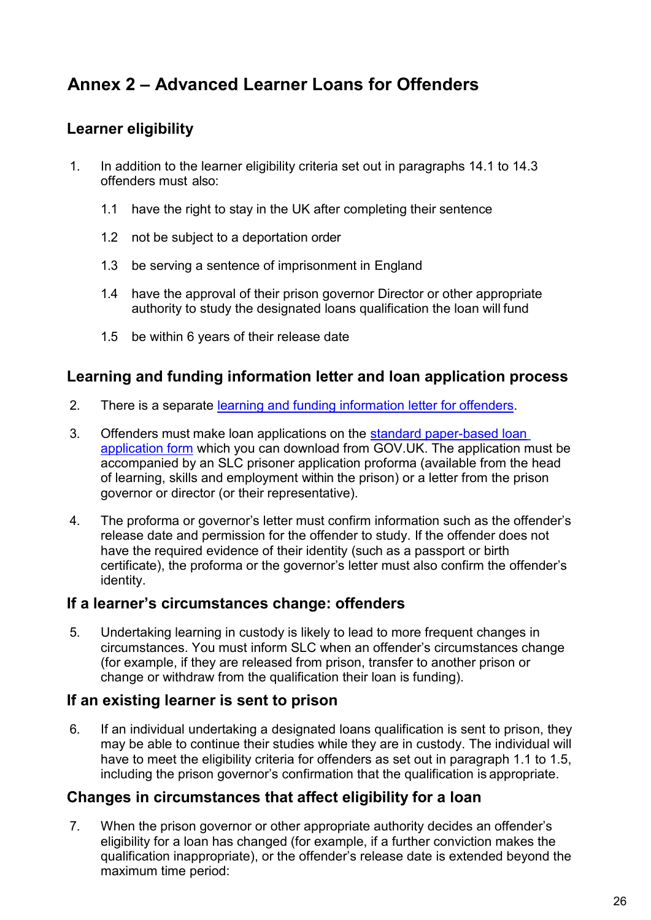# Annex 2 – Advanced Learner Loans for Offenders

## Learner eligibility

1. In addition to the learner eligibility criteria set out in paragraphs 14.1 to 14.3 offenders must also:

    1.1 have the right to stay in the UK after completing their sentence

    1.2 not be subject to a deportation order

    1.3 be serving a sentence of imprisonment in England

    1.4 have the approval of their prison governor Director or other appropriate authority to study the designated loans qualification the loan will fund

    1.5 be within 6 years of their release date

## Learning and funding information letter and loan application process

2. There is a separate [learning and funding information letter for offenders](#).

3. Offenders must make loan applications on the [standard paper-based loan application form](#) which you can download from GOV.UK. The application must be accompanied by an SLC prisoner application proforma (available from the head of learning, skills and employment within the prison) or a letter from the prison governor or director (or their representative).

4. The proforma or governor's letter must confirm information such as the offender's release date and permission for the offender to study. If the offender does not have the required evidence of their identity (such as a passport or birth certificate), the proforma or the governor's letter must also confirm the offender's identity.

## If a learner's circumstances change: offenders

5. Undertaking learning in custody is likely to lead to more frequent changes in circumstances. You must inform SLC when an offender's circumstances change (for example, if they are released from prison, transfer to another prison or change or withdraw from the qualification their loan is funding).

## If an existing learner is sent to prison

6. If an individual undertaking a designated loans qualification is sent to prison, they may be able to continue their studies while they are in custody. The individual will have to meet the eligibility criteria for offenders as set out in paragraph 1.1 to 1.5, including the prison governor's confirmation that the qualification is appropriate.

## Changes in circumstances that affect eligibility for a loan

7. When the prison governor or other appropriate authority decides an offender's eligibility for a loan has changed (for example, if a further conviction makes the qualification inappropriate), or the offender's release date is extended beyond the maximum time period: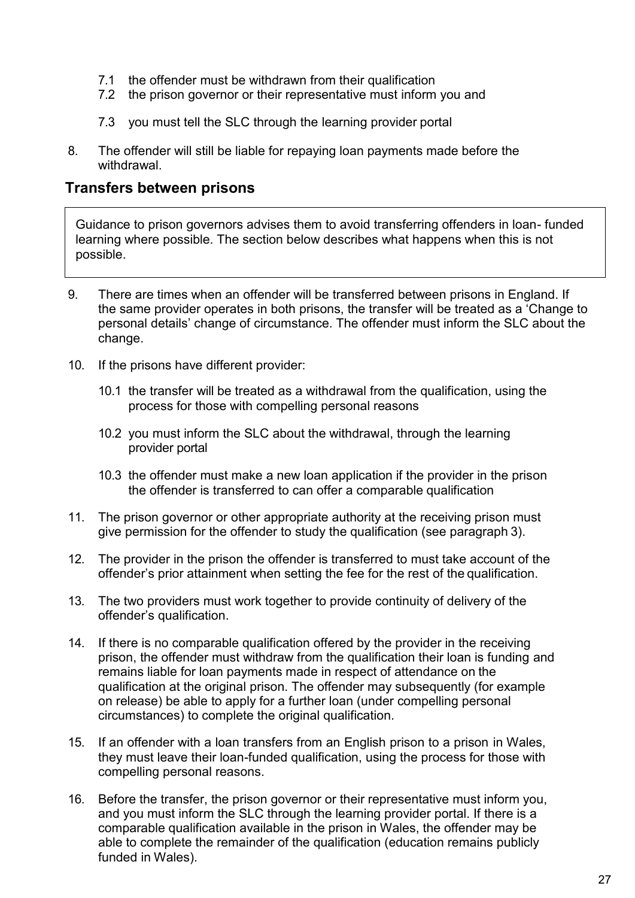7.1 the offender must be withdrawn from their qualification
7.2 the prison governor or their representative must inform you and
7.3 you must tell the SLC through the learning provider portal

8. The offender will still be liable for repaying loan payments made before the withdrawal.

## Transfers between prisons

> Guidance to prison governors advises them to avoid transferring offenders in loan- funded learning where possible. The section below describes what happens when this is not possible.

9. There are times when an offender will be transferred between prisons in England. If the same provider operates in both prisons, the transfer will be treated as a 'Change to personal details' change of circumstance. The offender must inform the SLC about the change.

10. If the prisons have different provider:

    10.1 the transfer will be treated as a withdrawal from the qualification, using the process for those with compelling personal reasons

    10.2 you must inform the SLC about the withdrawal, through the learning provider portal

    10.3 the offender must make a new loan application if the provider in the prison the offender is transferred to can offer a comparable qualification

11. The prison governor or other appropriate authority at the receiving prison must give permission for the offender to study the qualification (see paragraph 3).

12. The provider in the prison the offender is transferred to must take account of the offender's prior attainment when setting the fee for the rest of the qualification.

13. The two providers must work together to provide continuity of delivery of the offender's qualification.

14. If there is no comparable qualification offered by the provider in the receiving prison, the offender must withdraw from the qualification their loan is funding and remains liable for loan payments made in respect of attendance on the qualification at the original prison. The offender may subsequently (for example on release) be able to apply for a further loan (under compelling personal circumstances) to complete the original qualification.

15. If an offender with a loan transfers from an English prison to a prison in Wales, they must leave their loan-funded qualification, using the process for those with compelling personal reasons.

16. Before the transfer, the prison governor or their representative must inform you, and you must inform the SLC through the learning provider portal. If there is a comparable qualification available in the prison in Wales, the offender may be able to complete the remainder of the qualification (education remains publicly funded in Wales).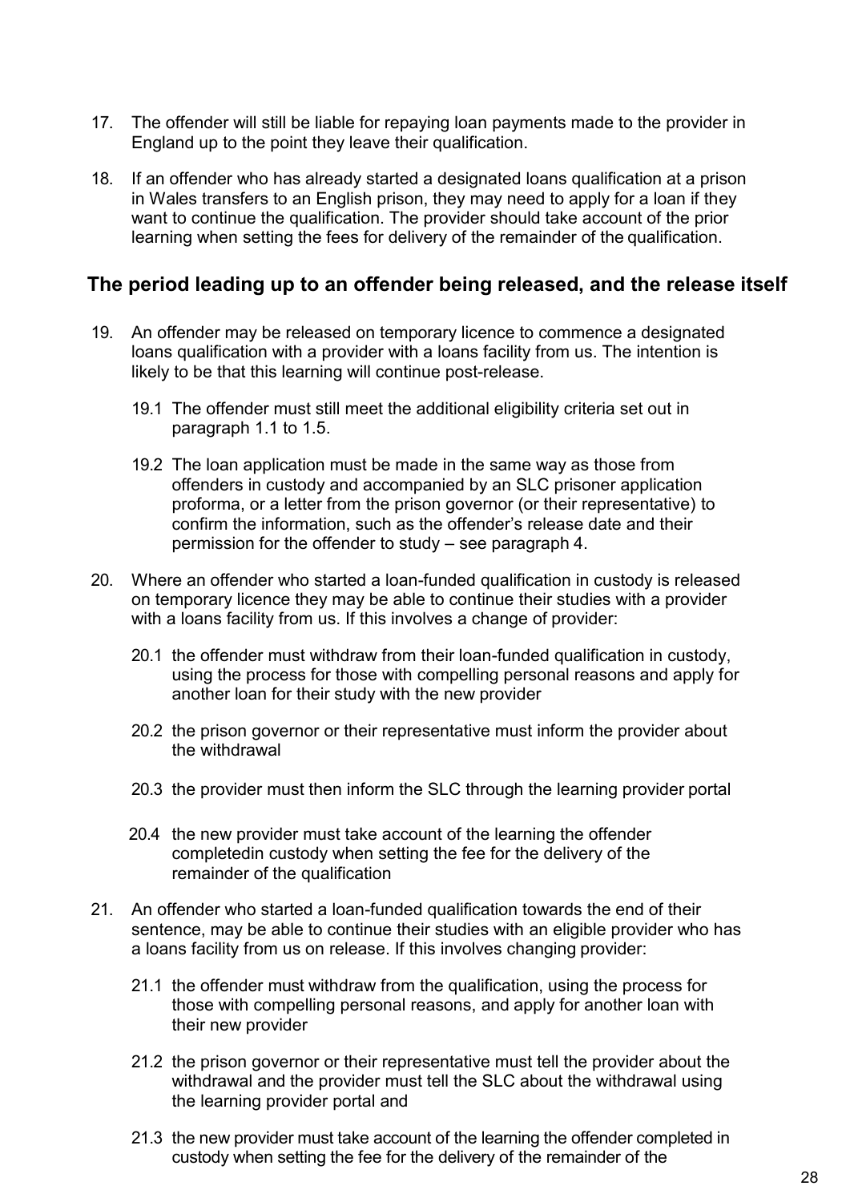17. The offender will still be liable for repaying loan payments made to the provider in England up to the point they leave their qualification.

18. If an offender who has already started a designated loans qualification at a prison in Wales transfers to an English prison, they may need to apply for a loan if they want to continue the qualification. The provider should take account of the prior learning when setting the fees for delivery of the remainder of the qualification.

## The period leading up to an offender being released, and the release itself

19. An offender may be released on temporary licence to commence a designated loans qualification with a provider with a loans facility from us. The intention is likely to be that this learning will continue post-release.

    19.1 The offender must still meet the additional eligibility criteria set out in paragraph 1.1 to 1.5.

    19.2 The loan application must be made in the same way as those from offenders in custody and accompanied by an SLC prisoner application proforma, or a letter from the prison governor (or their representative) to confirm the information, such as the offender's release date and their permission for the offender to study – see paragraph 4.

20. Where an offender who started a loan-funded qualification in custody is released on temporary licence they may be able to continue their studies with a provider with a loans facility from us. If this involves a change of provider:

    20.1 the offender must withdraw from their loan-funded qualification in custody, using the process for those with compelling personal reasons and apply for another loan for their study with the new provider

    20.2 the prison governor or their representative must inform the provider about the withdrawal

    20.3 the provider must then inform the SLC through the learning provider portal

    20.4 the new provider must take account of the learning the offender completedin custody when setting the fee for the delivery of the remainder of the qualification

21. An offender who started a loan-funded qualification towards the end of their sentence, may be able to continue their studies with an eligible provider who has a loans facility from us on release. If this involves changing provider:

    21.1 the offender must withdraw from the qualification, using the process for those with compelling personal reasons, and apply for another loan with their new provider

    21.2 the prison governor or their representative must tell the provider about the withdrawal and the provider must tell the SLC about the withdrawal using the learning provider portal and

    21.3 the new provider must take account of the learning the offender completed in custody when setting the fee for the delivery of the remainder of the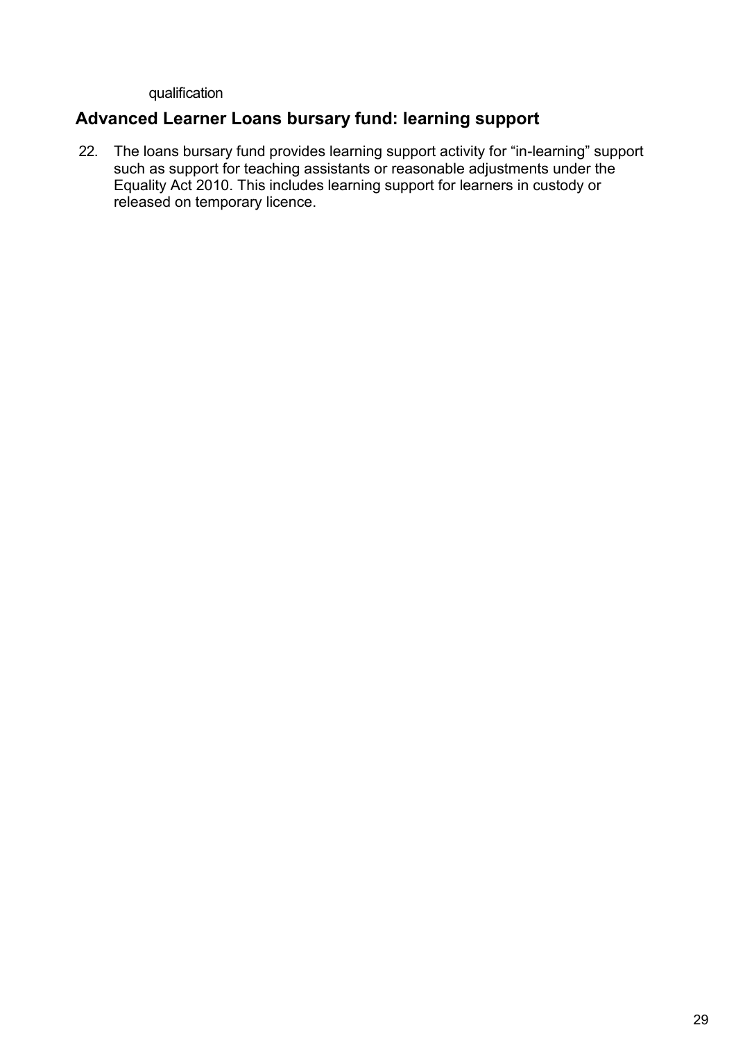qualification

## Advanced Learner Loans bursary fund: learning support

22. The loans bursary fund provides learning support activity for “in-learning” support such as support for teaching assistants or reasonable adjustments under the Equality Act 2010. This includes learning support for learners in custody or released on temporary licence.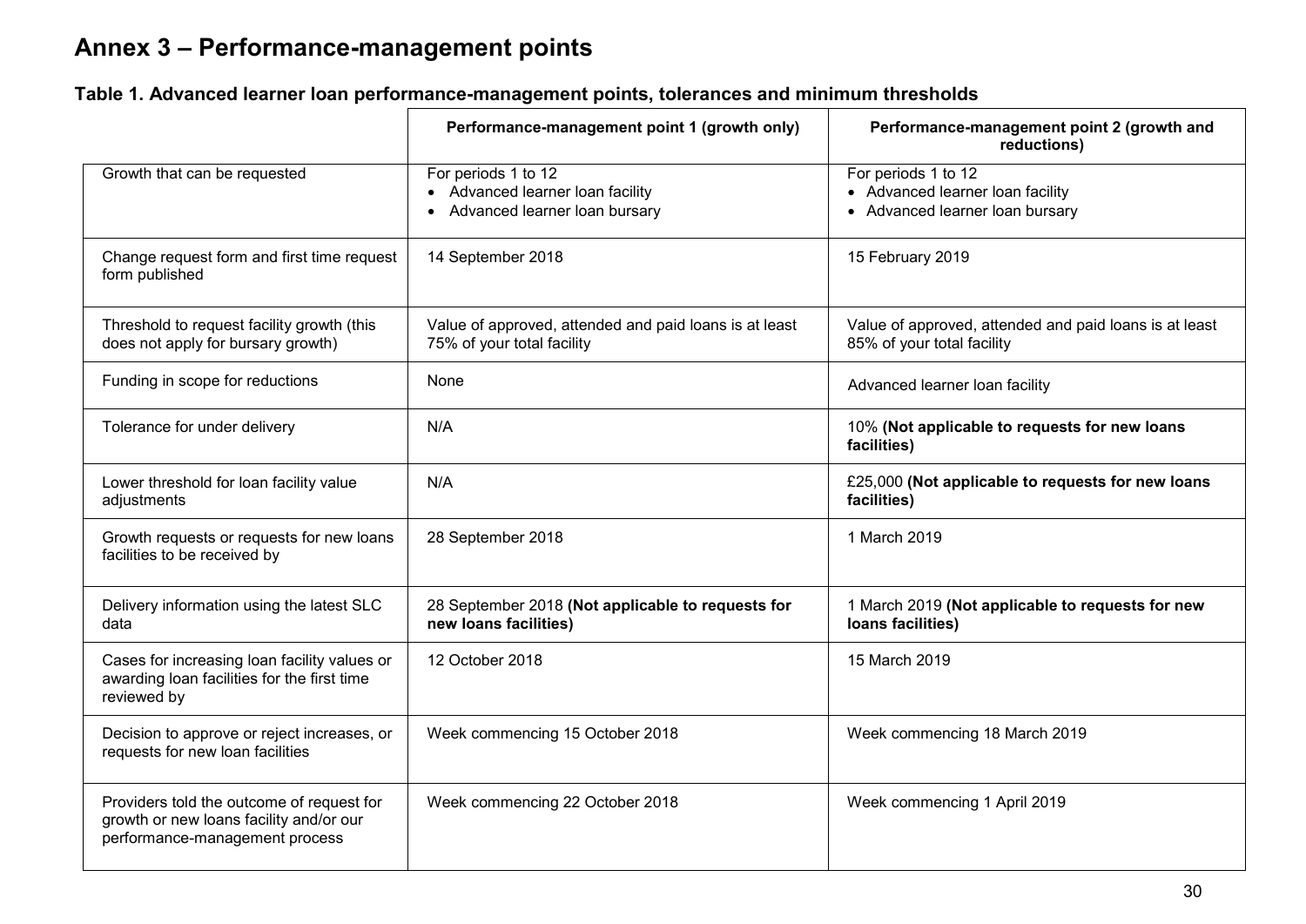# Annex 3 – Performance-management points

### Table 1. Advanced learner loan performance-management points, tolerances and minimum thresholds

| | Performance-management point 1 (growth only) | Performance-management point 2 (growth and reductions) |
|---|---|---|
| Growth that can be requested | For periods 1 to 12<br>• Advanced learner loan facility<br>• Advanced learner loan bursary | For periods 1 to 12<br>• Advanced learner loan facility<br>• Advanced learner loan bursary |
| Change request form and first time request form published | 14 September 2018 | 15 February 2019 |
| Threshold to request facility growth (this does not apply for bursary growth) | Value of approved, attended and paid loans is at least 75% of your total facility | Value of approved, attended and paid loans is at least 85% of your total facility |
| Funding in scope for reductions | None | Advanced learner loan facility |
| Tolerance for under delivery | N/A | 10% **(Not applicable to requests for new loans facilities)** |
| Lower threshold for loan facility value adjustments | N/A | £25,000 **(Not applicable to requests for new loans facilities)** |
| Growth requests or requests for new loans facilities to be received by | 28 September 2018 | 1 March 2019 |
| Delivery information using the latest SLC data | 28 September 2018 **(Not applicable to requests for new loans facilities)** | 1 March 2019 **(Not applicable to requests for new loans facilities)** |
| Cases for increasing loan facility values or awarding loan facilities for the first time reviewed by | 12 October 2018 | 15 March 2019 |
| Decision to approve or reject increases, or requests for new loan facilities | Week commencing 15 October 2018 | Week commencing 18 March 2019 |
| Providers told the outcome of request for growth or new loans facility and/or our performance-management process | Week commencing 22 October 2018 | Week commencing 1 April 2019 |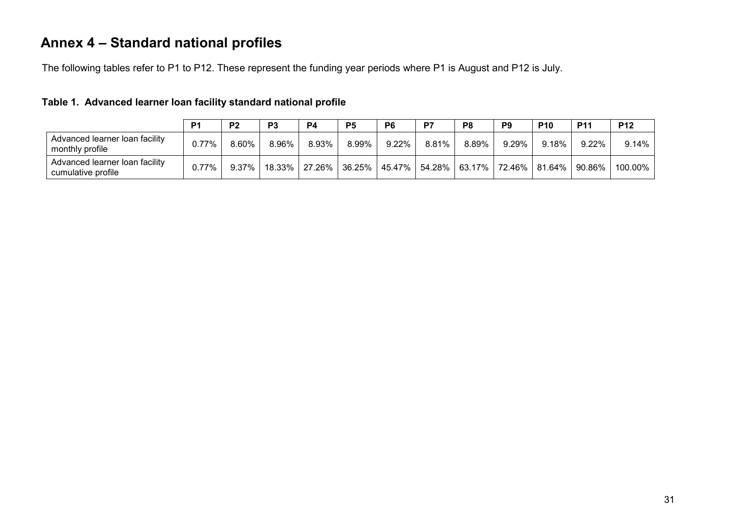# Annex 4 – Standard national profiles

The following tables refer to P1 to P12. These represent the funding year periods where P1 is August and P12 is July.

**Table 1. Advanced learner loan facility standard national profile**

| | P1 | P2 | P3 | P4 | P5 | P6 | P7 | P8 | P9 | P10 | P11 | P12 |
|---|---|---|---|---|---|---|---|---|---|---|---|---|
| Advanced learner loan facility monthly profile | 0.77% | 8.60% | 8.96% | 8.93% | 8.99% | 9.22% | 8.81% | 8.89% | 9.29% | 9.18% | 9.22% | 9.14% |
| Advanced learner loan facility cumulative profile | 0.77% | 9.37% | 18.33% | 27.26% | 36.25% | 45.47% | 54.28% | 63.17% | 72.46% | 81.64% | 90.86% | 100.00% |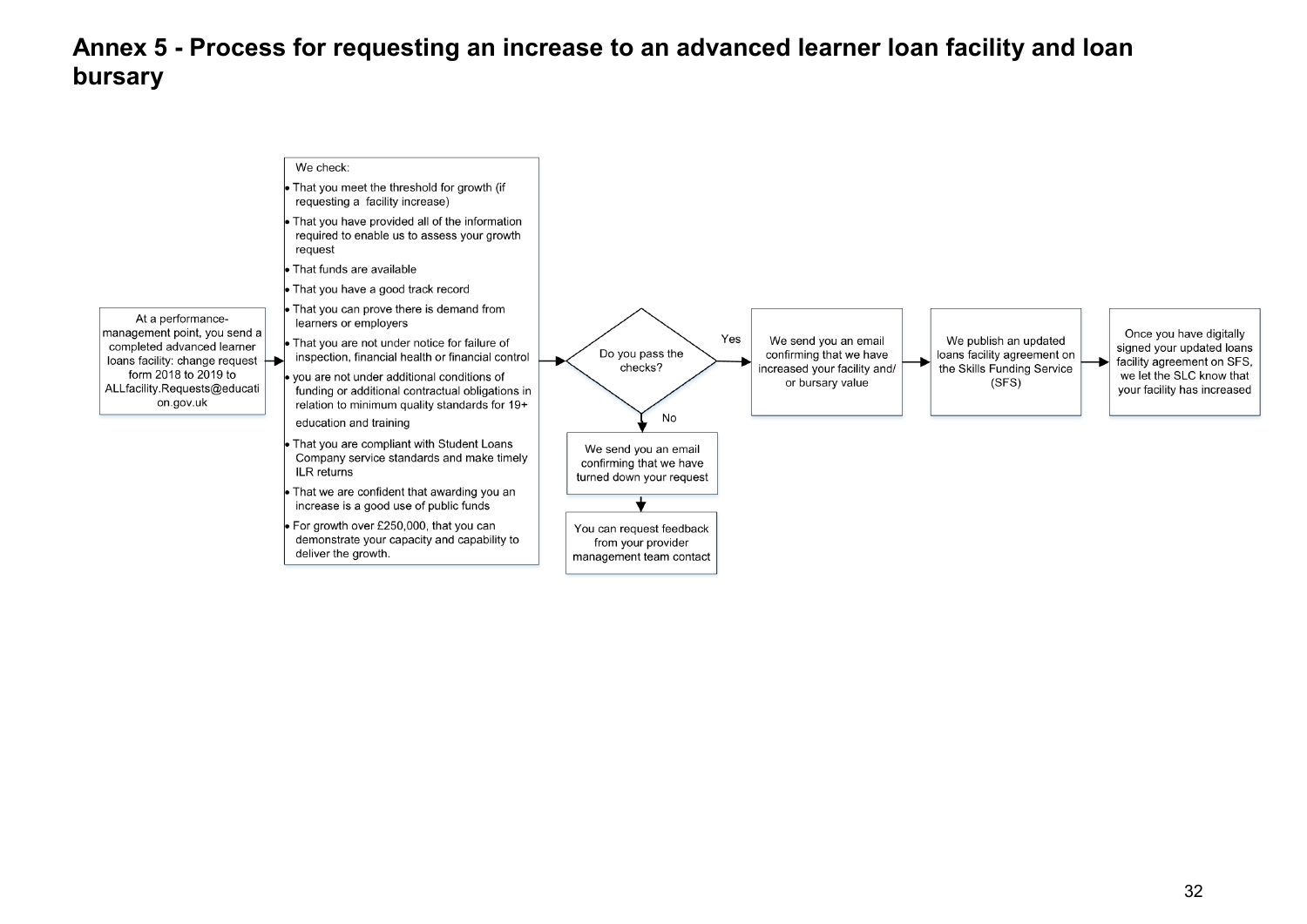# Annex 5 - Process for requesting an increase to an advanced learner loan facility and loan bursary

At a performance-management point, you send a completed advanced learner loans facility: change request form 2018 to 2019 to ALLfacility.Requests@education.gov.uk

We check:

- That you meet the threshold for growth (if requesting a facility increase)
- That you have provided all of the information required to enable us to assess your growth request
- That funds are available
- That you have a good track record
- That you can prove there is demand from learners or employers
- That you are not under notice for failure of inspection, financial health or financial control
- you are not under additional conditions of funding or additional contractual obligations in relation to minimum quality standards for 19+ education and training
- That you are compliant with Student Loans Company service standards and make timely ILR returns
- That we are confident that awarding you an increase is a good use of public funds
- For growth over £250,000, that you can demonstrate your capacity and capability to deliver the growth.

Do you pass the checks?

**Yes:**

We send you an email confirming that we have increased your facility and/ or bursary value

We publish an updated loans facility agreement on the Skills Funding Service (SFS)

Once you have digitally signed your updated loans facility agreement on SFS, we let the SLC know that your facility has increased

**No:**

We send you an email confirming that we have turned down your request

You can request feedback from your provider management team contact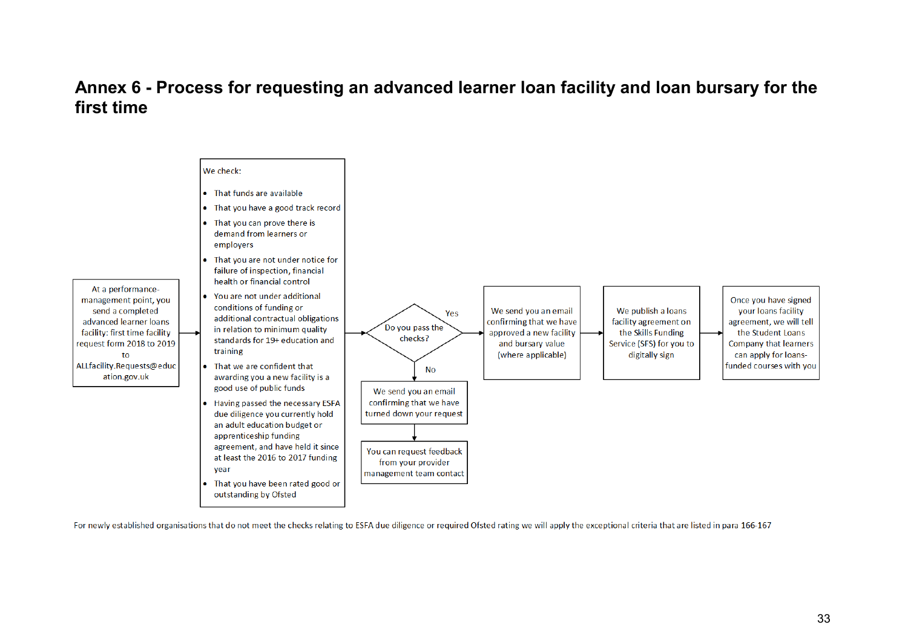# Annex 6 - Process for requesting an advanced learner loan facility and loan bursary for the first time

At a performance-management point, you send a completed advanced learner loans facility: first time facility request form 2018 to 2019 to ALLfacility.Requests@education.gov.uk

We check:

- That funds are available
- That you have a good track record
- That you can prove there is demand from learners or employers
- That you are not under notice for failure of inspection, financial health or financial control
- You are not under additional conditions of funding or additional contractual obligations in relation to minimum quality standards for 19+ education and training
- That we are confident that awarding you a new facility is a good use of public funds
- Having passed the necessary ESFA due diligence you currently hold an adult education budget or apprenticeship funding agreement, and have held it since at least the 2016 to 2017 funding year
- That you have been rated good or outstanding by Ofsted

Do you pass the checks?

Yes

We send you an email confirming that we have approved a new facility and bursary value (where applicable)

We publish a loans facility agreement on the Skills Funding Service (SFS) for you to digitally sign

Once you have signed your loans facility agreement, we will tell the Student Loans Company that learners can apply for loans-funded courses with you

No

We send you an email confirming that we have turned down your request

You can request feedback from your provider management team contact

For newly established organisations that do not meet the checks relating to ESFA due diligence or required Ofsted rating we will apply the exceptional criteria that are listed in para 166-167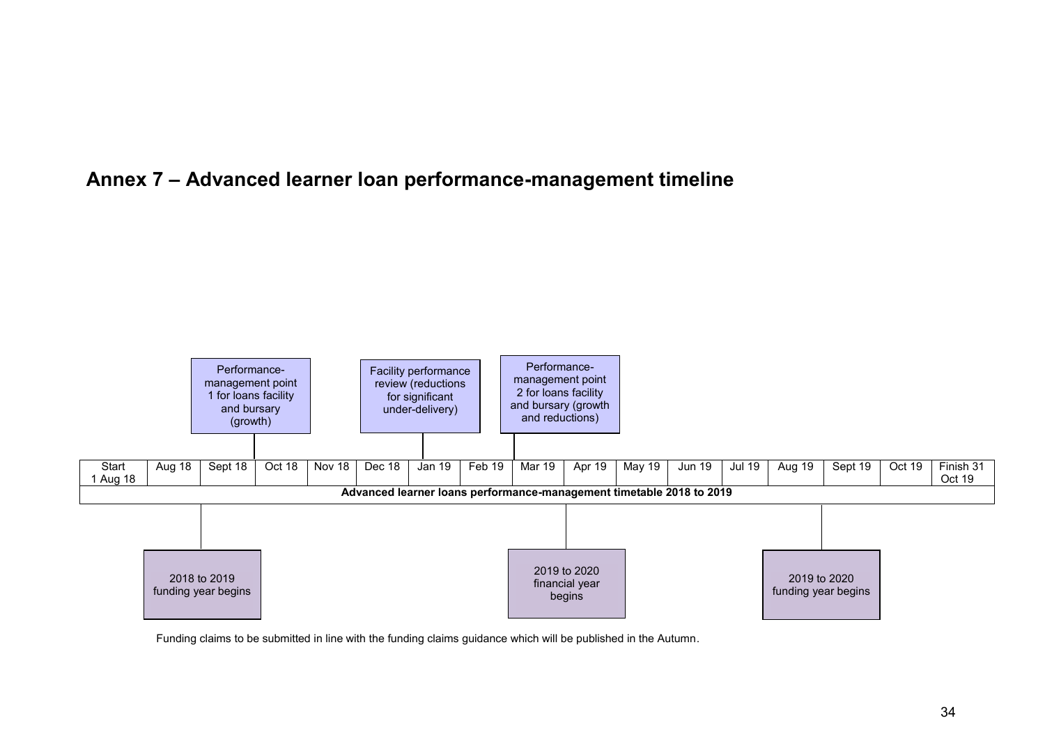## Annex 7 – Advanced learner loan performance-management timeline

| Start 1 Aug 18 | Aug 18 | Sept 18 | Oct 18 | Nov 18 | Dec 18 | Jan 19 | Feb 19 | Mar 19 | Apr 19 | May 19 | Jun 19 | Jul 19 | Aug 19 | Sept 19 | Oct 19 | Finish 31 Oct 19 |
|---|---|---|---|---|---|---|---|---|---|---|---|---|---|---|---|---|

**Advanced learner loans performance-management timetable 2018 to 2019**

- Sept 18: Performance-management point 1 for loans facility and bursary (growth)
- Jan 19: Facility performance review (reductions for significant under-delivery)
- Mar 19: Performance-management point 2 for loans facility and bursary (growth and reductions)
- Aug 18: 2018 to 2019 funding year begins
- Apr 19: 2019 to 2020 financial year begins
- Aug 19: 2019 to 2020 funding year begins

Funding claims to be submitted in line with the funding claims guidance which will be published in the Autumn.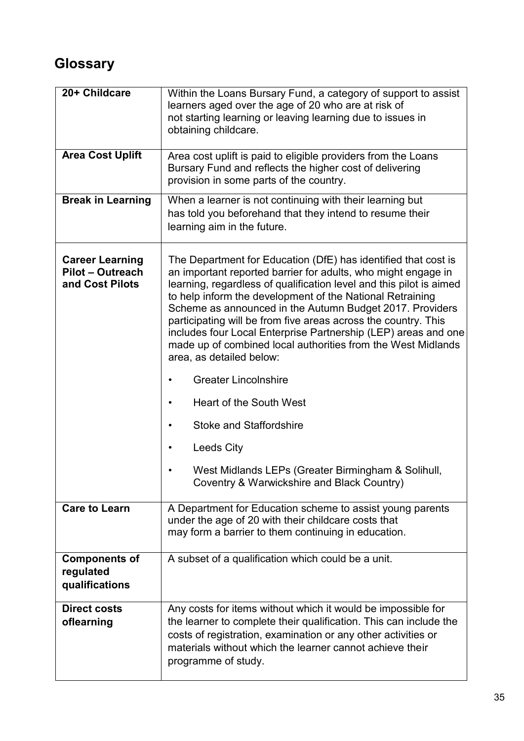## Glossary

| | |
|---|---|
| **20+ Childcare** | Within the Loans Bursary Fund, a category of support to assist learners aged over the age of 20 who are at risk of not starting learning or leaving learning due to issues in obtaining childcare. |
| **Area Cost Uplift** | Area cost uplift is paid to eligible providers from the Loans Bursary Fund and reflects the higher cost of delivering provision in some parts of the country. |
| **Break in Learning** | When a learner is not continuing with their learning but has told you beforehand that they intend to resume their learning aim in the future. |
| **Career Learning Pilot – Outreach and Cost Pilots** | The Department for Education (DfE) has identified that cost is an important reported barrier for adults, who might engage in learning, regardless of qualification level and this pilot is aimed to help inform the development of the National Retraining Scheme as announced in the Autumn Budget 2017. Providers participating will be from five areas across the country. This includes four Local Enterprise Partnership (LEP) areas and one made up of combined local authorities from the West Midlands area, as detailed below:<br>• Greater Lincolnshire<br>• Heart of the South West<br>• Stoke and Staffordshire<br>• Leeds City<br>• West Midlands LEPs (Greater Birmingham & Solihull, Coventry & Warwickshire and Black Country) |
| **Care to Learn** | A Department for Education scheme to assist young parents under the age of 20 with their childcare costs that may form a barrier to them continuing in education. |
| **Components of regulated qualifications** | A subset of a qualification which could be a unit. |
| **Direct costs oflearning** | Any costs for items without which it would be impossible for the learner to complete their qualification. This can include the costs of registration, examination or any other activities or materials without which the learner cannot achieve their programme of study. |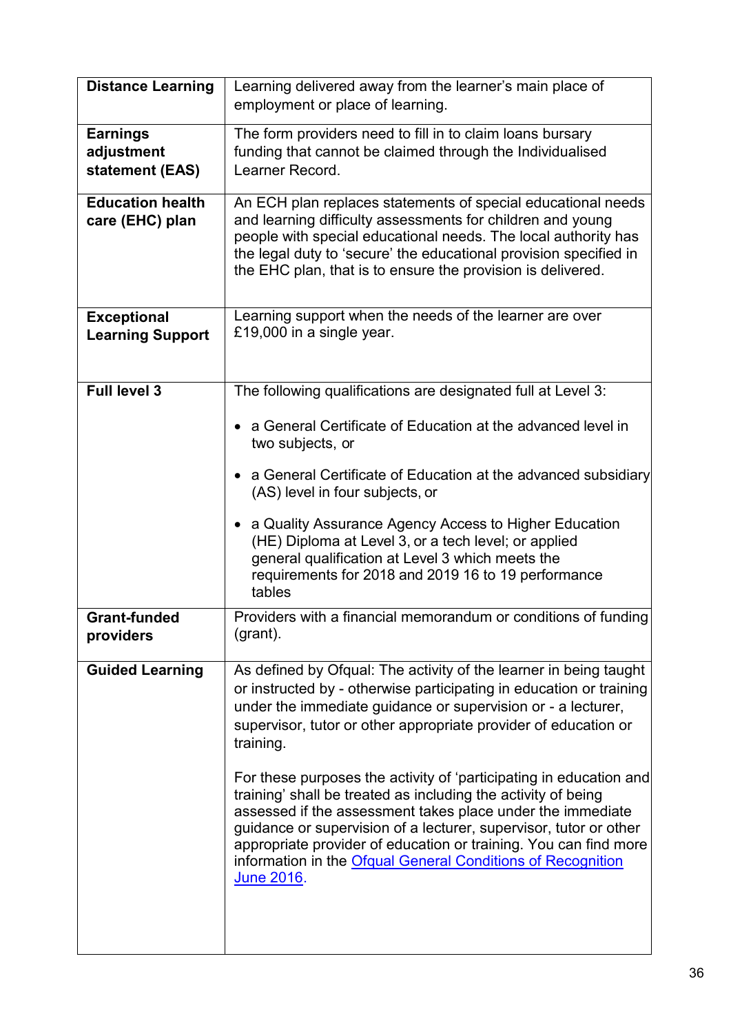| | |
|---|---|
| **Distance Learning** | Learning delivered away from the learner's main place of employment or place of learning. |
| **Earnings adjustment statement (EAS)** | The form providers need to fill in to claim loans bursary funding that cannot be claimed through the Individualised Learner Record. |
| **Education health care (EHC) plan** | An ECH plan replaces statements of special educational needs and learning difficulty assessments for children and young people with special educational needs. The local authority has the legal duty to 'secure' the educational provision specified in the EHC plan, that is to ensure the provision is delivered. |
| **Exceptional Learning Support** | Learning support when the needs of the learner are over £19,000 in a single year. |
| **Full level 3** | The following qualifications are designated full at Level 3:<br><br>• a General Certificate of Education at the advanced level in two subjects, or<br><br>• a General Certificate of Education at the advanced subsidiary (AS) level in four subjects, or<br><br>• a Quality Assurance Agency Access to Higher Education (HE) Diploma at Level 3, or a tech level; or applied general qualification at Level 3 which meets the requirements for 2018 and 2019 16 to 19 performance tables |
| **Grant-funded providers** | Providers with a financial memorandum or conditions of funding (grant). |
| **Guided Learning** | As defined by Ofqual: The activity of the learner in being taught or instructed by - otherwise participating in education or training under the immediate guidance or supervision or - a lecturer, supervisor, tutor or other appropriate provider of education or training.<br><br>For these purposes the activity of 'participating in education and training' shall be treated as including the activity of being assessed if the assessment takes place under the immediate guidance or supervision of a lecturer, supervisor, tutor or other appropriate provider of education or training. You can find more information in the Ofqual General Conditions of Recognition June 2016. |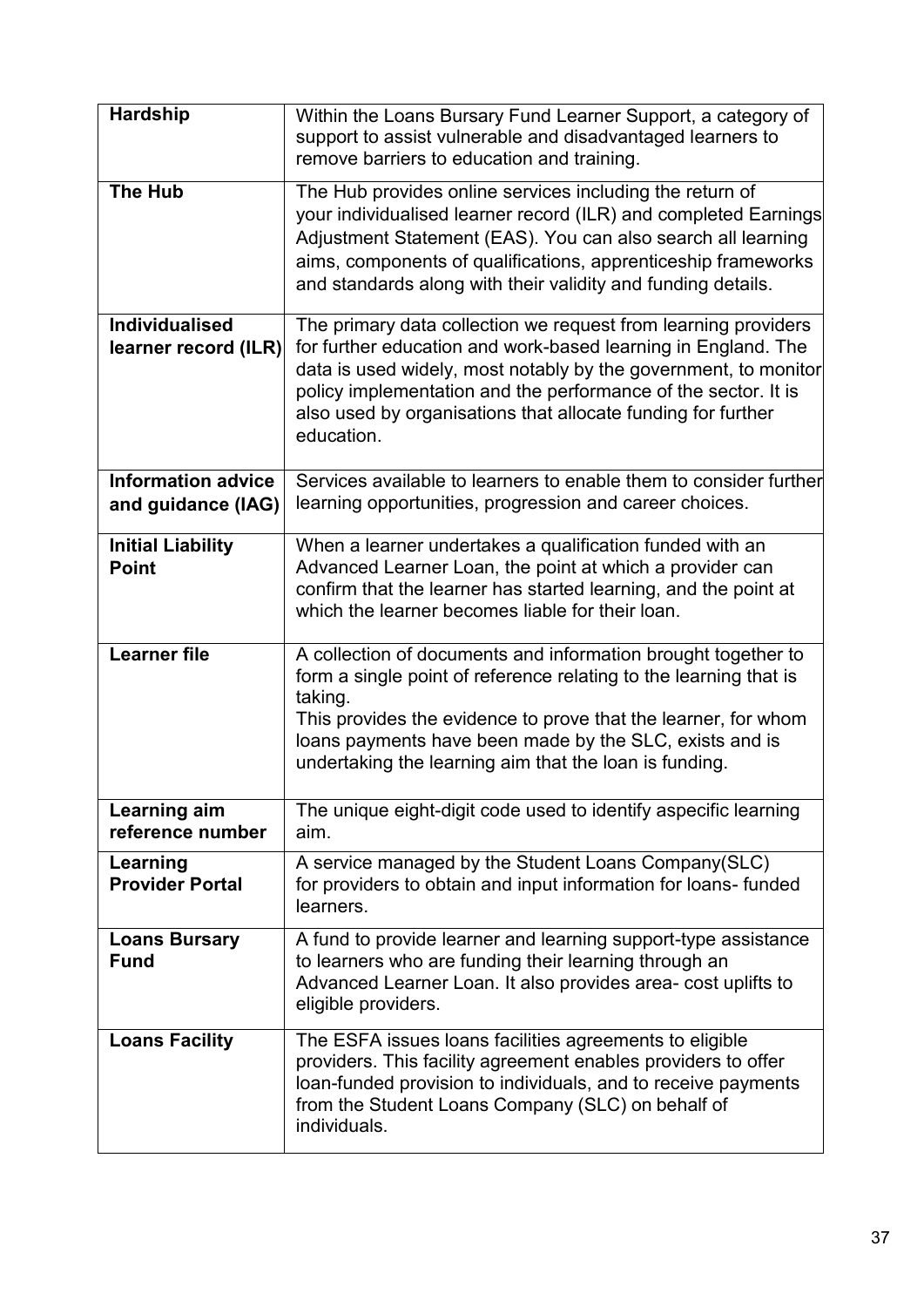| | |
|---|---|
| **Hardship** | Within the Loans Bursary Fund Learner Support, a category of support to assist vulnerable and disadvantaged learners to remove barriers to education and training. |
| **The Hub** | The Hub provides online services including the return of your individualised learner record (ILR) and completed Earnings Adjustment Statement (EAS). You can also search all learning aims, components of qualifications, apprenticeship frameworks and standards along with their validity and funding details. |
| **Individualised learner record (ILR)** | The primary data collection we request from learning providers for further education and work-based learning in England. The data is used widely, most notably by the government, to monitor policy implementation and the performance of the sector. It is also used by organisations that allocate funding for further education. |
| **Information advice and guidance (IAG)** | Services available to learners to enable them to consider further learning opportunities, progression and career choices. |
| **Initial Liability Point** | When a learner undertakes a qualification funded with an Advanced Learner Loan, the point at which a provider can confirm that the learner has started learning, and the point at which the learner becomes liable for their loan. |
| **Learner file** | A collection of documents and information brought together to form a single point of reference relating to the learning that is taking.<br>This provides the evidence to prove that the learner, for whom loans payments have been made by the SLC, exists and is undertaking the learning aim that the loan is funding. |
| **Learning aim reference number** | The unique eight-digit code used to identify aspecific learning aim. |
| **Learning Provider Portal** | A service managed by the Student Loans Company(SLC) for providers to obtain and input information for loans- funded learners. |
| **Loans Bursary Fund** | A fund to provide learner and learning support-type assistance to learners who are funding their learning through an Advanced Learner Loan. It also provides area- cost uplifts to eligible providers. |
| **Loans Facility** | The ESFA issues loans facilities agreements to eligible providers. This facility agreement enables providers to offer loan-funded provision to individuals, and to receive payments from the Student Loans Company (SLC) on behalf of individuals. |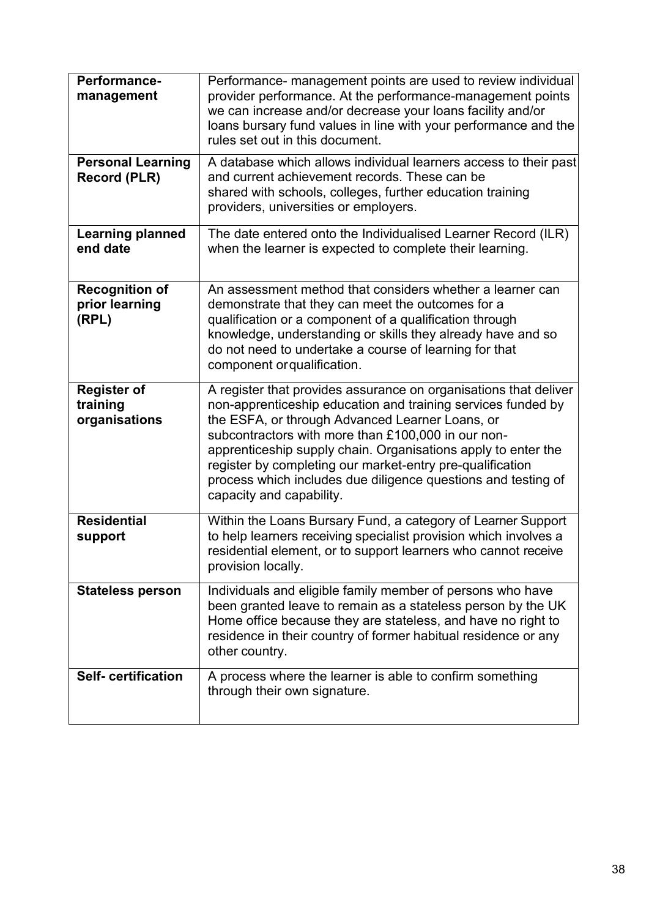| | |
|---|---|
| **Performance-management** | Performance- management points are used to review individual provider performance. At the performance-management points we can increase and/or decrease your loans facility and/or loans bursary fund values in line with your performance and the rules set out in this document. |
| **Personal Learning Record (PLR)** | A database which allows individual learners access to their past and current achievement records. These can be shared with schools, colleges, further education training providers, universities or employers. |
| **Learning planned end date** | The date entered onto the Individualised Learner Record (ILR) when the learner is expected to complete their learning. |
| **Recognition of prior learning (RPL)** | An assessment method that considers whether a learner can demonstrate that they can meet the outcomes for a qualification or a component of a qualification through knowledge, understanding or skills they already have and so do not need to undertake a course of learning for that component or qualification. |
| **Register of training organisations** | A register that provides assurance on organisations that deliver non-apprenticeship education and training services funded by the ESFA, or through Advanced Learner Loans, or subcontractors with more than £100,000 in our non-apprenticeship supply chain. Organisations apply to enter the register by completing our market-entry pre-qualification process which includes due diligence questions and testing of capacity and capability. |
| **Residential support** | Within the Loans Bursary Fund, a category of Learner Support to help learners receiving specialist provision which involves a residential element, or to support learners who cannot receive provision locally. |
| **Stateless person** | Individuals and eligible family member of persons who have been granted leave to remain as a stateless person by the UK Home office because they are stateless, and have no right to residence in their country of former habitual residence or any other country. |
| **Self- certification** | A process where the learner is able to confirm something through their own signature. |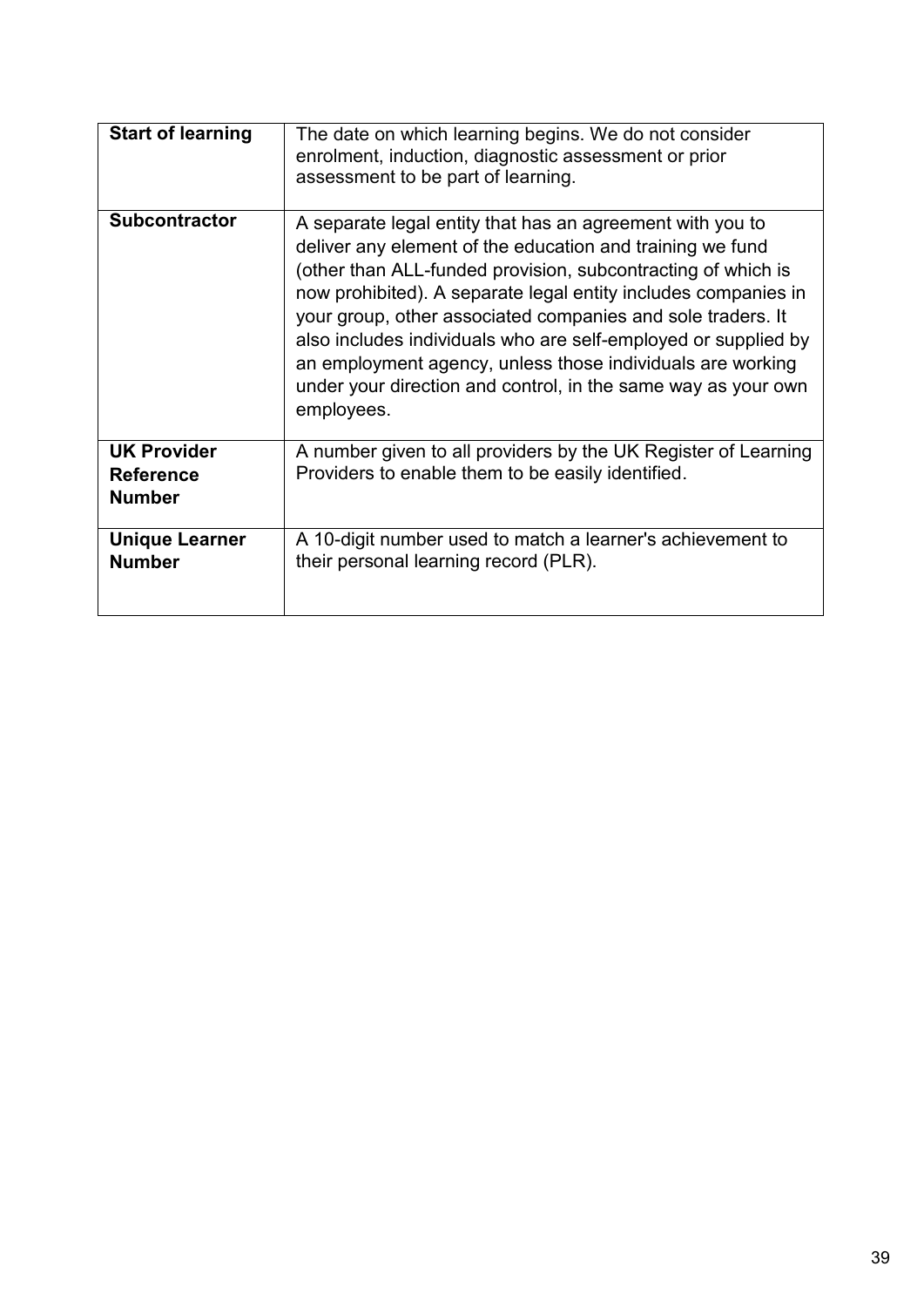| | |
|---|---|
| **Start of learning** | The date on which learning begins. We do not consider enrolment, induction, diagnostic assessment or prior assessment to be part of learning. |
| **Subcontractor** | A separate legal entity that has an agreement with you to deliver any element of the education and training we fund (other than ALL-funded provision, subcontracting of which is now prohibited). A separate legal entity includes companies in your group, other associated companies and sole traders. It also includes individuals who are self-employed or supplied by an employment agency, unless those individuals are working under your direction and control, in the same way as your own employees. |
| **UK Provider Reference Number** | A number given to all providers by the UK Register of Learning Providers to enable them to be easily identified. |
| **Unique Learner Number** | A 10-digit number used to match a learner's achievement to their personal learning record (PLR). |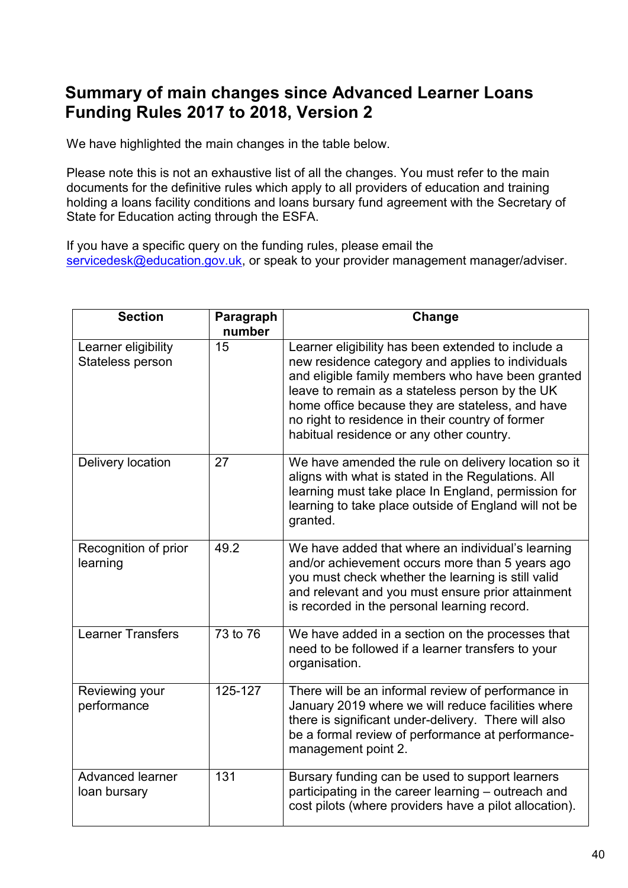# Summary of main changes since Advanced Learner Loans Funding Rules 2017 to 2018, Version 2

We have highlighted the main changes in the table below.

Please note this is not an exhaustive list of all the changes. You must refer to the main documents for the definitive rules which apply to all providers of education and training holding a loans facility conditions and loans bursary fund agreement with the Secretary of State for Education acting through the ESFA.

If you have a specific query on the funding rules, please email the servicedesk@education.gov.uk, or speak to your provider management manager/adviser.

| Section | Paragraph number | Change |
| --- | --- | --- |
| Learner eligibility Stateless person | 15 | Learner eligibility has been extended to include a new residence category and applies to individuals and eligible family members who have been granted leave to remain as a stateless person by the UK home office because they are stateless, and have no right to residence in their country of former habitual residence or any other country. |
| Delivery location | 27 | We have amended the rule on delivery location so it aligns with what is stated in the Regulations. All learning must take place In England, permission for learning to take place outside of England will not be granted. |
| Recognition of prior learning | 49.2 | We have added that where an individual's learning and/or achievement occurs more than 5 years ago you must check whether the learning is still valid and relevant and you must ensure prior attainment is recorded in the personal learning record. |
| Learner Transfers | 73 to 76 | We have added in a section on the processes that need to be followed if a learner transfers to your organisation. |
| Reviewing your performance | 125-127 | There will be an informal review of performance in January 2019 where we will reduce facilities where there is significant under-delivery. There will also be a formal review of performance at performance-management point 2. |
| Advanced learner loan bursary | 131 | Bursary funding can be used to support learners participating in the career learning – outreach and cost pilots (where providers have a pilot allocation). |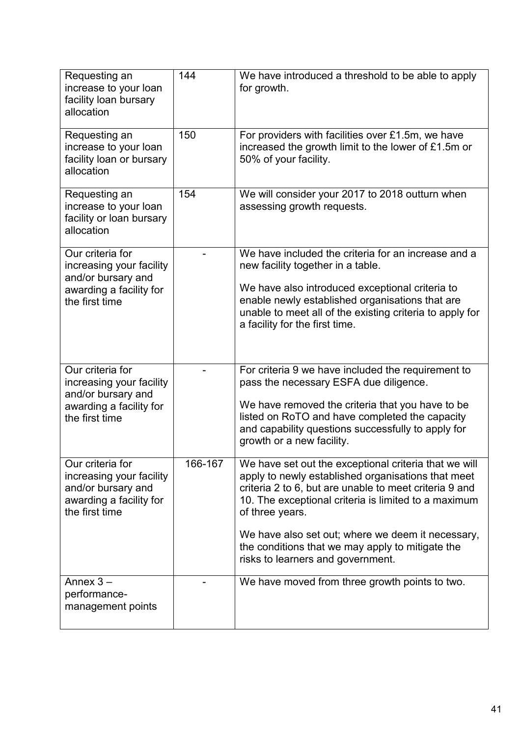| | | |
|---|---|---|
| Requesting an increase to your loan facility loan bursary allocation | 144 | We have introduced a threshold to be able to apply for growth. |
| Requesting an increase to your loan facility loan or bursary allocation | 150 | For providers with facilities over £1.5m, we have increased the growth limit to the lower of £1.5m or 50% of your facility. |
| Requesting an increase to your loan facility or loan bursary allocation | 154 | We will consider your 2017 to 2018 outturn when assessing growth requests. |
| Our criteria for increasing your facility and/or bursary and awarding a facility for the first time | - | We have included the criteria for an increase and a new facility together in a table.<br><br>We have also introduced exceptional criteria to enable newly established organisations that are unable to meet all of the existing criteria to apply for a facility for the first time. |
| Our criteria for increasing your facility and/or bursary and awarding a facility for the first time | - | For criteria 9 we have included the requirement to pass the necessary ESFA due diligence.<br><br>We have removed the criteria that you have to be listed on RoTO and have completed the capacity and capability questions successfully to apply for growth or a new facility. |
| Our criteria for increasing your facility and/or bursary and awarding a facility for the first time | 166-167 | We have set out the exceptional criteria that we will apply to newly established organisations that meet criteria 2 to 6, but are unable to meet criteria 9 and 10. The exceptional criteria is limited to a maximum of three years.<br><br>We have also set out; where we deem it necessary, the conditions that we may apply to mitigate the risks to learners and government. |
| Annex 3 – performance-management points | - | We have moved from three growth points to two. |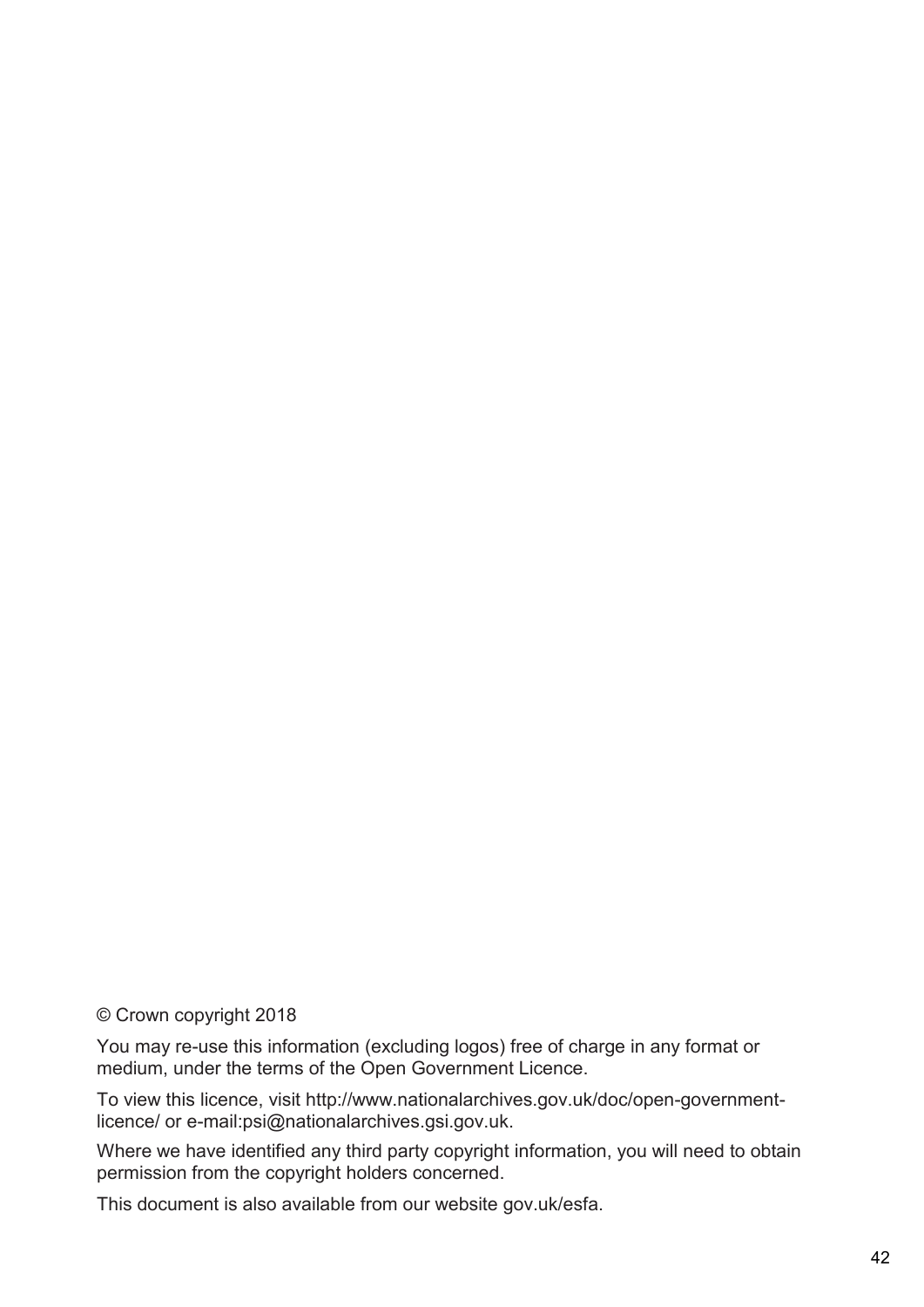© Crown copyright 2018

You may re-use this information (excluding logos) free of charge in any format or medium, under the terms of the Open Government Licence.

To view this licence, visit http://www.nationalarchives.gov.uk/doc/open-government-licence/ or e-mail:psi@nationalarchives.gsi.gov.uk.

Where we have identified any third party copyright information, you will need to obtain permission from the copyright holders concerned.

This document is also available from our website gov.uk/esfa.